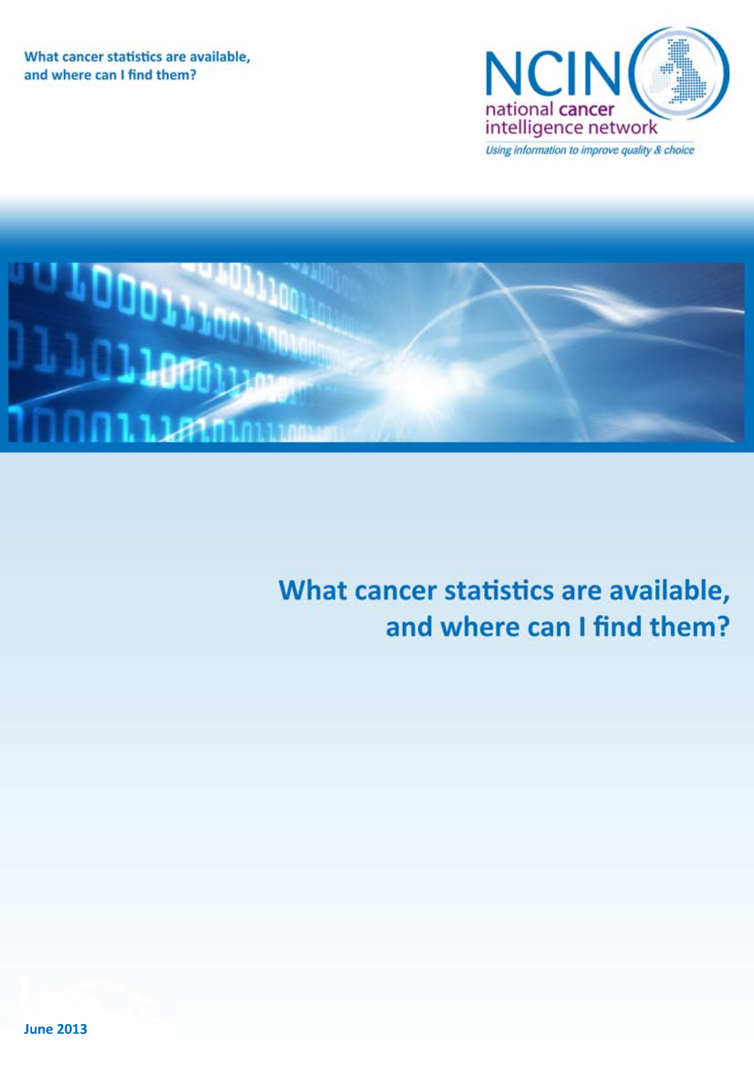What cancer statistics are available, and where can I find them?

NCIN
national cancer intelligence network

*Using information to improve quality & choice*

# What cancer statistics are available, and where can I find them?

**June 2013**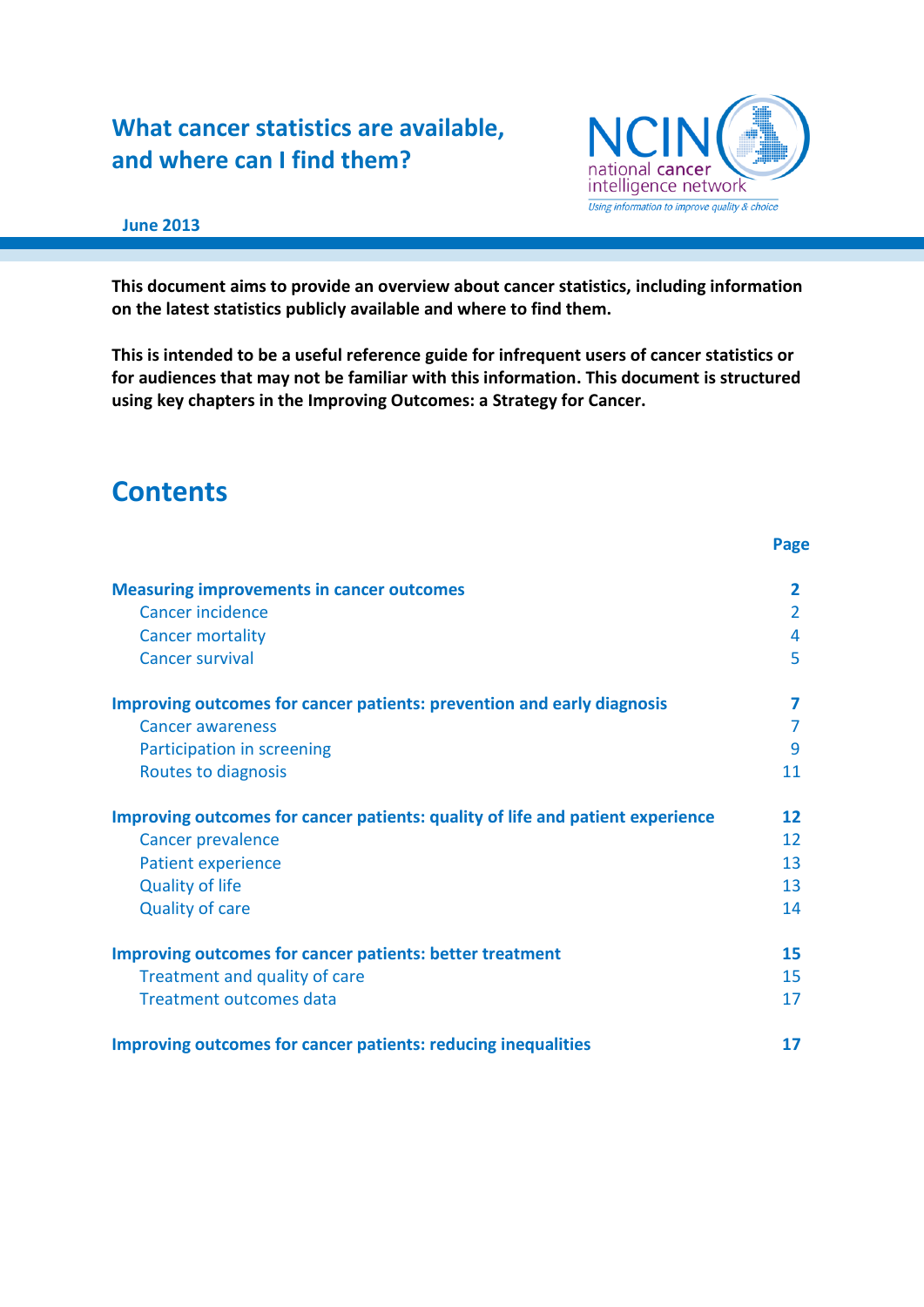# What cancer statistics are available, and where can I find them?

**June 2013**

**This document aims to provide an overview about cancer statistics, including information on the latest statistics publicly available and where to find them.**

**This is intended to be a useful reference guide for infrequent users of cancer statistics or for audiences that may not be familiar with this information. This document is structured using key chapters in the Improving Outcomes: a Strategy for Cancer.**

## Contents

| | Page |
|---|---|
| **Measuring improvements in cancer outcomes** | **2** |
| Cancer incidence | 2 |
| Cancer mortality | 4 |
| Cancer survival | 5 |
| **Improving outcomes for cancer patients: prevention and early diagnosis** | **7** |
| Cancer awareness | 7 |
| Participation in screening | 9 |
| Routes to diagnosis | 11 |
| **Improving outcomes for cancer patients: quality of life and patient experience** | **12** |
| Cancer prevalence | 12 |
| Patient experience | 13 |
| Quality of life | 13 |
| Quality of care | 14 |
| **Improving outcomes for cancer patients: better treatment** | **15** |
| Treatment and quality of care | 15 |
| Treatment outcomes data | 17 |
| **Improving outcomes for cancer patients: reducing inequalities** | **17** |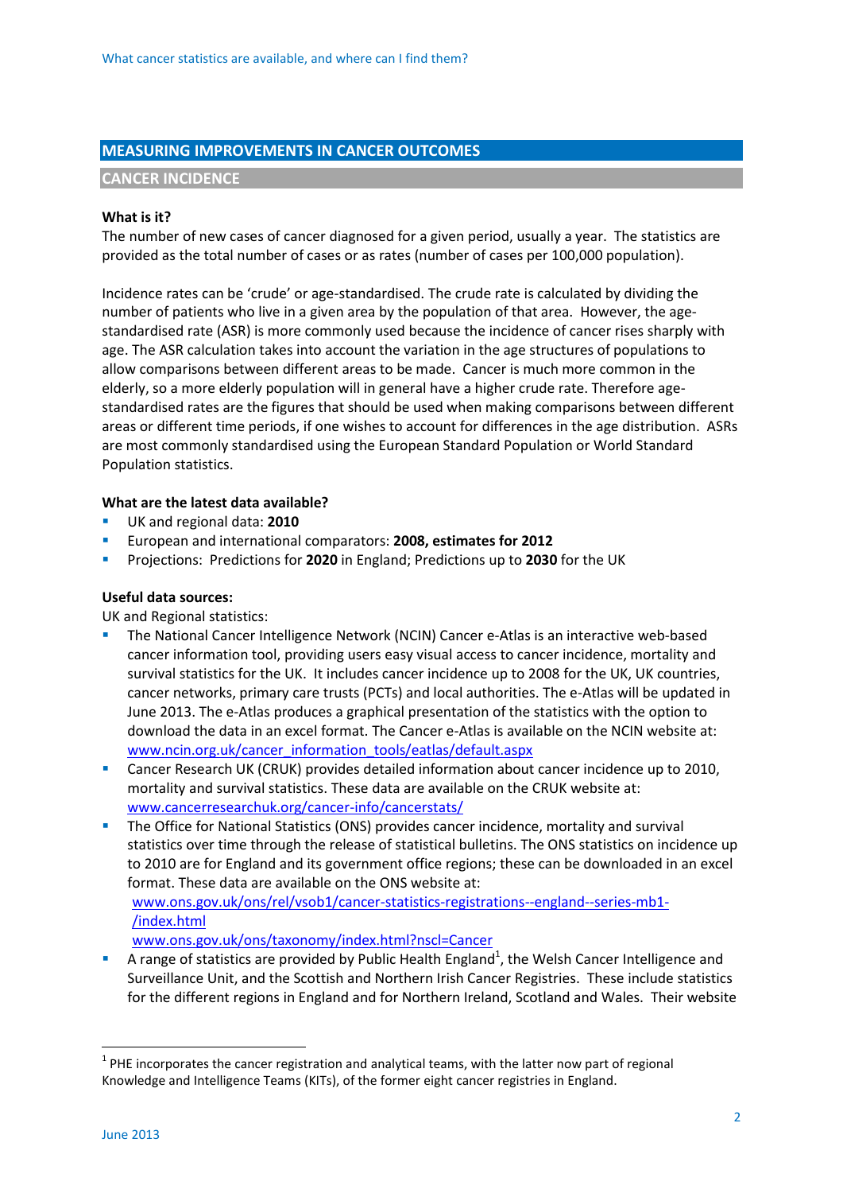## MEASURING IMPROVEMENTS IN CANCER OUTCOMES

### CANCER INCIDENCE

**What is it?**

The number of new cases of cancer diagnosed for a given period, usually a year. The statistics are provided as the total number of cases or as rates (number of cases per 100,000 population).

Incidence rates can be 'crude' or age-standardised. The crude rate is calculated by dividing the number of patients who live in a given area by the population of that area. However, the age-standardised rate (ASR) is more commonly used because the incidence of cancer rises sharply with age. The ASR calculation takes into account the variation in the age structures of populations to allow comparisons between different areas to be made. Cancer is much more common in the elderly, so a more elderly population will in general have a higher crude rate. Therefore age-standardised rates are the figures that should be used when making comparisons between different areas or different time periods, if one wishes to account for differences in the age distribution. ASRs are most commonly standardised using the European Standard Population or World Standard Population statistics.

**What are the latest data available?**

- UK and regional data: **2010**
- European and international comparators: **2008, estimates for 2012**
- Projections: Predictions for **2020** in England; Predictions up to **2030** for the UK

**Useful data sources:**

UK and Regional statistics:

- The National Cancer Intelligence Network (NCIN) Cancer e-Atlas is an interactive web-based cancer information tool, providing users easy visual access to cancer incidence, mortality and survival statistics for the UK. It includes cancer incidence up to 2008 for the UK, UK countries, cancer networks, primary care trusts (PCTs) and local authorities. The e-Atlas will be updated in June 2013. The e-Atlas produces a graphical presentation of the statistics with the option to download the data in an excel format. The Cancer e-Atlas is available on the NCIN website at: www.ncin.org.uk/cancer_information_tools/eatlas/default.aspx
- Cancer Research UK (CRUK) provides detailed information about cancer incidence up to 2010, mortality and survival statistics. These data are available on the CRUK website at: www.cancerresearchuk.org/cancer-info/cancerstats/
- The Office for National Statistics (ONS) provides cancer incidence, mortality and survival statistics over time through the release of statistical bulletins. The ONS statistics on incidence up to 2010 are for England and its government office regions; these can be downloaded in an excel format. These data are available on the ONS website at:
  www.ons.gov.uk/ons/rel/vsob1/cancer-statistics-registrations--england--series-mb1-/index.html
  www.ons.gov.uk/ons/taxonomy/index.html?nscl=Cancer
- A range of statistics are provided by Public Health England[1], the Welsh Cancer Intelligence and Surveillance Unit, and the Scottish and Northern Irish Cancer Registries. These include statistics for the different regions in England and for Northern Ireland, Scotland and Wales. Their website

[1] PHE incorporates the cancer registration and analytical teams, with the latter now part of regional Knowledge and Intelligence Teams (KITs), of the former eight cancer registries in England.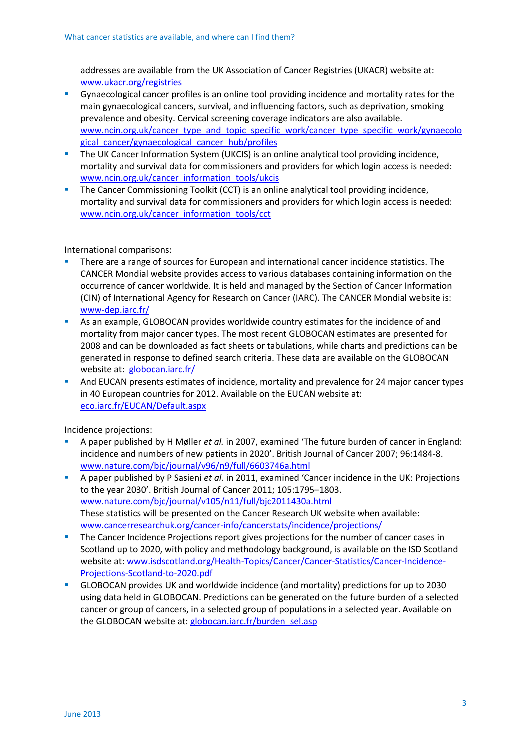addresses are available from the UK Association of Cancer Registries (UKACR) website at: www.ukacr.org/registries

- Gynaecological cancer profiles is an online tool providing incidence and mortality rates for the main gynaecological cancers, survival, and influencing factors, such as deprivation, smoking prevalence and obesity. Cervical screening coverage indicators are also available. www.ncin.org.uk/cancer_type_and_topic_specific_work/cancer_type_specific_work/gynaecological_cancer/gynaecological_cancer_hub/profiles
- The UK Cancer Information System (UKCIS) is an online analytical tool providing incidence, mortality and survival data for commissioners and providers for which login access is needed: www.ncin.org.uk/cancer_information_tools/ukcis
- The Cancer Commissioning Toolkit (CCT) is an online analytical tool providing incidence, mortality and survival data for commissioners and providers for which login access is needed: www.ncin.org.uk/cancer_information_tools/cct

International comparisons:

- There are a range of sources for European and international cancer incidence statistics. The CANCER Mondial website provides access to various databases containing information on the occurrence of cancer worldwide. It is held and managed by the Section of Cancer Information (CIN) of International Agency for Research on Cancer (IARC). The CANCER Mondial website is: www-dep.iarc.fr/
- As an example, GLOBOCAN provides worldwide country estimates for the incidence of and mortality from major cancer types. The most recent GLOBOCAN estimates are presented for 2008 and can be downloaded as fact sheets or tabulations, while charts and predictions can be generated in response to defined search criteria. These data are available on the GLOBOCAN website at: globocan.iarc.fr/
- And EUCAN presents estimates of incidence, mortality and prevalence for 24 major cancer types in 40 European countries for 2012. Available on the EUCAN website at: eco.iarc.fr/EUCAN/Default.aspx

Incidence projections:

- A paper published by H Møller *et al.* in 2007, examined 'The future burden of cancer in England: incidence and numbers of new patients in 2020'. British Journal of Cancer 2007; 96:1484-8. www.nature.com/bjc/journal/v96/n9/full/6603746a.html
- A paper published by P Sasieni *et al.* in 2011, examined 'Cancer incidence in the UK: Projections to the year 2030'. British Journal of Cancer 2011; 105:1795–1803. www.nature.com/bjc/journal/v105/n11/full/bjc2011430a.html
  These statistics will be presented on the Cancer Research UK website when available: www.cancerresearchuk.org/cancer-info/cancerstats/incidence/projections/
- The Cancer Incidence Projections report gives projections for the number of cancer cases in Scotland up to 2020, with policy and methodology background, is available on the ISD Scotland website at: www.isdscotland.org/Health-Topics/Cancer/Cancer-Statistics/Cancer-Incidence-Projections-Scotland-to-2020.pdf
- GLOBOCAN provides UK and worldwide incidence (and mortality) predictions for up to 2030 using data held in GLOBOCAN. Predictions can be generated on the future burden of a selected cancer or group of cancers, in a selected group of populations in a selected year. Available on the GLOBOCAN website at: globocan.iarc.fr/burden_sel.asp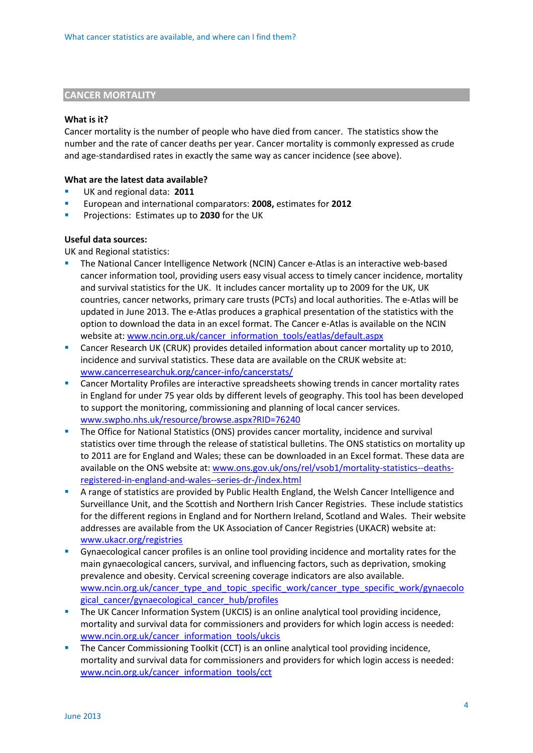## CANCER MORTALITY

**What is it?**

Cancer mortality is the number of people who have died from cancer. The statistics show the number and the rate of cancer deaths per year. Cancer mortality is commonly expressed as crude and age-standardised rates in exactly the same way as cancer incidence (see above).

**What are the latest data available?**

- UK and regional data: **2011**
- European and international comparators: **2008,** estimates for **2012**
- Projections: Estimates up to **2030** for the UK

**Useful data sources:**

UK and Regional statistics:

- The National Cancer Intelligence Network (NCIN) Cancer e-Atlas is an interactive web-based cancer information tool, providing users easy visual access to timely cancer incidence, mortality and survival statistics for the UK. It includes cancer mortality up to 2009 for the UK, UK countries, cancer networks, primary care trusts (PCTs) and local authorities. The e-Atlas will be updated in June 2013. The e-Atlas produces a graphical presentation of the statistics with the option to download the data in an excel format. The Cancer e-Atlas is available on the NCIN website at: www.ncin.org.uk/cancer_information_tools/eatlas/default.aspx
- Cancer Research UK (CRUK) provides detailed information about cancer mortality up to 2010, incidence and survival statistics. These data are available on the CRUK website at: www.cancerresearchuk.org/cancer-info/cancerstats/
- Cancer Mortality Profiles are interactive spreadsheets showing trends in cancer mortality rates in England for under 75 year olds by different levels of geography. This tool has been developed to support the monitoring, commissioning and planning of local cancer services. www.swpho.nhs.uk/resource/browse.aspx?RID=76240
- The Office for National Statistics (ONS) provides cancer mortality, incidence and survival statistics over time through the release of statistical bulletins. The ONS statistics on mortality up to 2011 are for England and Wales; these can be downloaded in an Excel format. These data are available on the ONS website at: www.ons.gov.uk/ons/rel/vsob1/mortality-statistics--deaths-registered-in-england-and-wales--series-dr-/index.html
- A range of statistics are provided by Public Health England, the Welsh Cancer Intelligence and Surveillance Unit, and the Scottish and Northern Irish Cancer Registries. These include statistics for the different regions in England and for Northern Ireland, Scotland and Wales. Their website addresses are available from the UK Association of Cancer Registries (UKACR) website at: www.ukacr.org/registries
- Gynaecological cancer profiles is an online tool providing incidence and mortality rates for the main gynaecological cancers, survival, and influencing factors, such as deprivation, smoking prevalence and obesity. Cervical screening coverage indicators are also available. www.ncin.org.uk/cancer_type_and_topic_specific_work/cancer_type_specific_work/gynaecological_cancer/gynaecological_cancer_hub/profiles
- The UK Cancer Information System (UKCIS) is an online analytical tool providing incidence, mortality and survival data for commissioners and providers for which login access is needed: www.ncin.org.uk/cancer_information_tools/ukcis
- The Cancer Commissioning Toolkit (CCT) is an online analytical tool providing incidence, mortality and survival data for commissioners and providers for which login access is needed: www.ncin.org.uk/cancer_information_tools/cct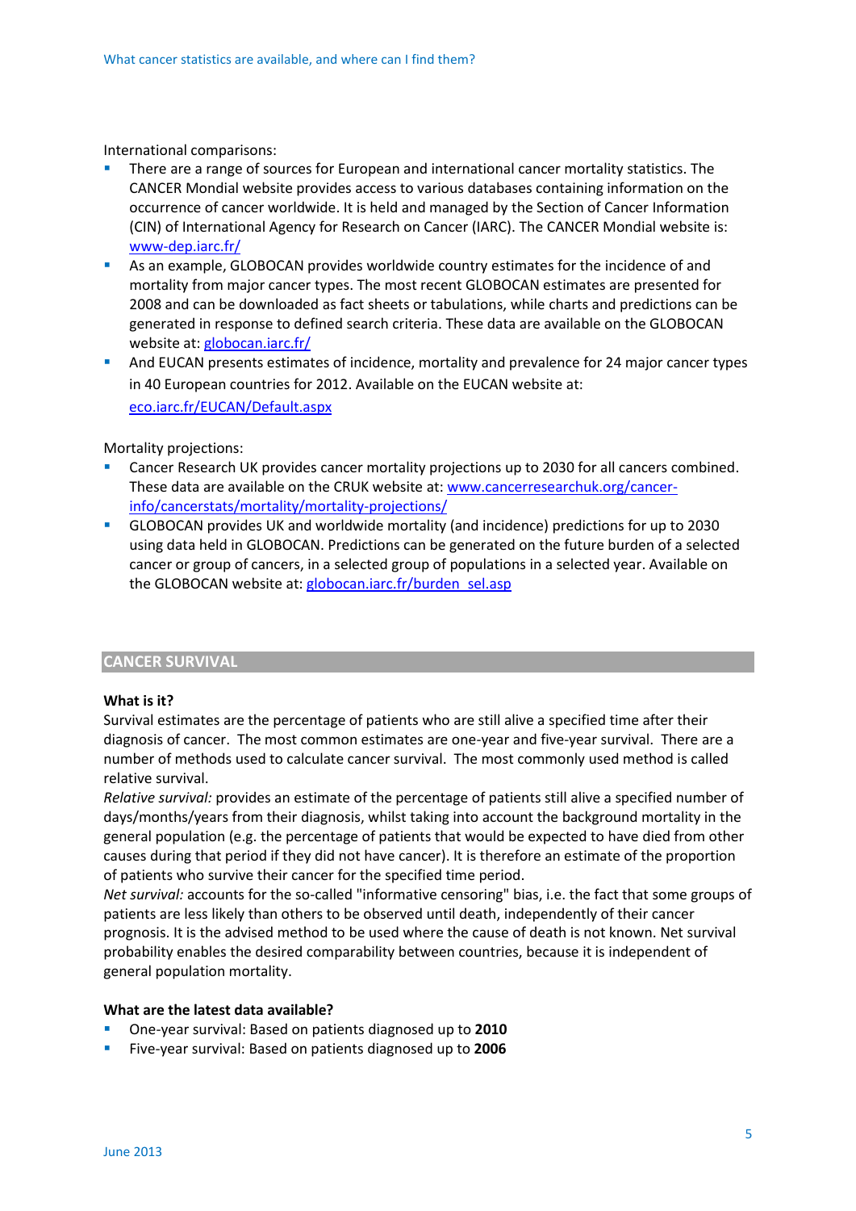International comparisons:

- There are a range of sources for European and international cancer mortality statistics. The CANCER Mondial website provides access to various databases containing information on the occurrence of cancer worldwide. It is held and managed by the Section of Cancer Information (CIN) of International Agency for Research on Cancer (IARC). The CANCER Mondial website is: [www-dep.iarc.fr/](www-dep.iarc.fr/)
- As an example, GLOBOCAN provides worldwide country estimates for the incidence of and mortality from major cancer types. The most recent GLOBOCAN estimates are presented for 2008 and can be downloaded as fact sheets or tabulations, while charts and predictions can be generated in response to defined search criteria. These data are available on the GLOBOCAN website at: [globocan.iarc.fr/](globocan.iarc.fr/)
- And EUCAN presents estimates of incidence, mortality and prevalence for 24 major cancer types in 40 European countries for 2012. Available on the EUCAN website at: [eco.iarc.fr/EUCAN/Default.aspx](eco.iarc.fr/EUCAN/Default.aspx)

Mortality projections:

- Cancer Research UK provides cancer mortality projections up to 2030 for all cancers combined. These data are available on the CRUK website at: [www.cancerresearchuk.org/cancer-info/cancerstats/mortality/mortality-projections/](www.cancerresearchuk.org/cancer-info/cancerstats/mortality/mortality-projections/)
- GLOBOCAN provides UK and worldwide mortality (and incidence) predictions for up to 2030 using data held in GLOBOCAN. Predictions can be generated on the future burden of a selected cancer or group of cancers, in a selected group of populations in a selected year. Available on the GLOBOCAN website at: [globocan.iarc.fr/burden_sel.asp](globocan.iarc.fr/burden_sel.asp)

## CANCER SURVIVAL

**What is it?**

Survival estimates are the percentage of patients who are still alive a specified time after their diagnosis of cancer. The most common estimates are one-year and five-year survival. There are a number of methods used to calculate cancer survival. The most commonly used method is called relative survival.

*Relative survival:* provides an estimate of the percentage of patients still alive a specified number of days/months/years from their diagnosis, whilst taking into account the background mortality in the general population (e.g. the percentage of patients that would be expected to have died from other causes during that period if they did not have cancer). It is therefore an estimate of the proportion of patients who survive their cancer for the specified time period.

*Net survival:* accounts for the so-called "informative censoring" bias, i.e. the fact that some groups of patients are less likely than others to be observed until death, independently of their cancer prognosis. It is the advised method to be used where the cause of death is not known. Net survival probability enables the desired comparability between countries, because it is independent of general population mortality.

**What are the latest data available?**

- One-year survival: Based on patients diagnosed up to **2010**
- Five-year survival: Based on patients diagnosed up to **2006**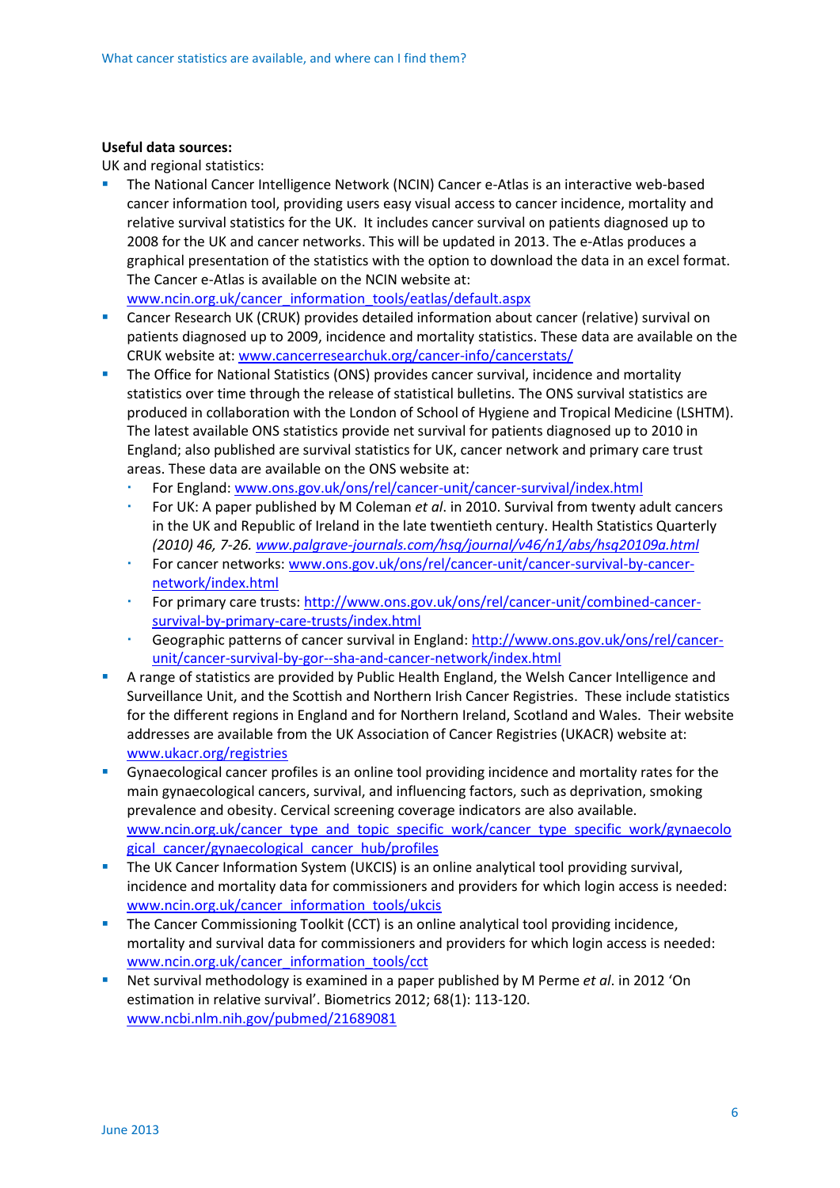**Useful data sources:**

UK and regional statistics:

- The National Cancer Intelligence Network (NCIN) Cancer e-Atlas is an interactive web-based cancer information tool, providing users easy visual access to cancer incidence, mortality and relative survival statistics for the UK. It includes cancer survival on patients diagnosed up to 2008 for the UK and cancer networks. This will be updated in 2013. The e-Atlas produces a graphical presentation of the statistics with the option to download the data in an excel format. The Cancer e-Atlas is available on the NCIN website at: www.ncin.org.uk/cancer_information_tools/eatlas/default.aspx
- Cancer Research UK (CRUK) provides detailed information about cancer (relative) survival on patients diagnosed up to 2009, incidence and mortality statistics. These data are available on the CRUK website at: www.cancerresearchuk.org/cancer-info/cancerstats/
- The Office for National Statistics (ONS) provides cancer survival, incidence and mortality statistics over time through the release of statistical bulletins. The ONS survival statistics are produced in collaboration with the London of School of Hygiene and Tropical Medicine (LSHTM). The latest available ONS statistics provide net survival for patients diagnosed up to 2010 in England; also published are survival statistics for UK, cancer network and primary care trust areas. These data are available on the ONS website at:
  - For England: www.ons.gov.uk/ons/rel/cancer-unit/cancer-survival/index.html
  - For UK: A paper published by M Coleman *et al*. in 2010. Survival from twenty adult cancers in the UK and Republic of Ireland in the late twentieth century. Health Statistics Quarterly *(2010) 46, 7-26. www.palgrave-journals.com/hsq/journal/v46/n1/abs/hsq20109a.html*
  - For cancer networks: www.ons.gov.uk/ons/rel/cancer-unit/cancer-survival-by-cancer-network/index.html
  - For primary care trusts: http://www.ons.gov.uk/ons/rel/cancer-unit/combined-cancer-survival-by-primary-care-trusts/index.html
  - Geographic patterns of cancer survival in England: http://www.ons.gov.uk/ons/rel/cancer-unit/cancer-survival-by-gor--sha-and-cancer-network/index.html
- A range of statistics are provided by Public Health England, the Welsh Cancer Intelligence and Surveillance Unit, and the Scottish and Northern Irish Cancer Registries. These include statistics for the different regions in England and for Northern Ireland, Scotland and Wales. Their website addresses are available from the UK Association of Cancer Registries (UKACR) website at: www.ukacr.org/registries
- Gynaecological cancer profiles is an online tool providing incidence and mortality rates for the main gynaecological cancers, survival, and influencing factors, such as deprivation, smoking prevalence and obesity. Cervical screening coverage indicators are also available. www.ncin.org.uk/cancer_type_and_topic_specific_work/cancer_type_specific_work/gynaecological_cancer/gynaecological_cancer_hub/profiles
- The UK Cancer Information System (UKCIS) is an online analytical tool providing survival, incidence and mortality data for commissioners and providers for which login access is needed: www.ncin.org.uk/cancer_information_tools/ukcis
- The Cancer Commissioning Toolkit (CCT) is an online analytical tool providing incidence, mortality and survival data for commissioners and providers for which login access is needed: www.ncin.org.uk/cancer_information_tools/cct
- Net survival methodology is examined in a paper published by M Perme *et al*. in 2012 'On estimation in relative survival'. Biometrics 2012; 68(1): 113-120. www.ncbi.nlm.nih.gov/pubmed/21689081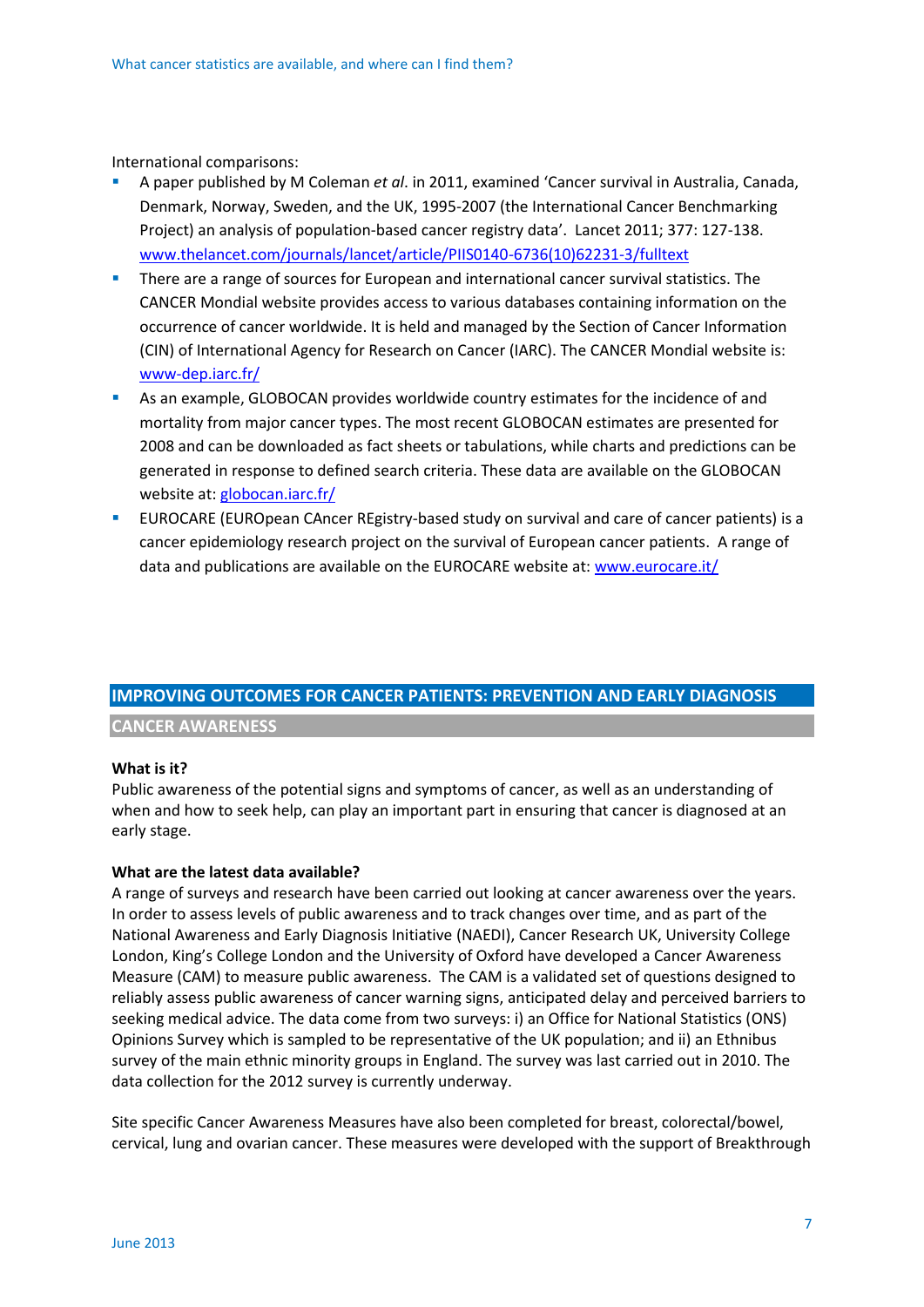International comparisons:

- A paper published by M Coleman *et al*. in 2011, examined 'Cancer survival in Australia, Canada, Denmark, Norway, Sweden, and the UK, 1995-2007 (the International Cancer Benchmarking Project) an analysis of population-based cancer registry data'. Lancet 2011; 377: 127-138. [www.thelancet.com/journals/lancet/article/PIIS0140-6736(10)62231-3/fulltext](www.thelancet.com/journals/lancet/article/PIIS0140-6736(10)62231-3/fulltext)
- There are a range of sources for European and international cancer survival statistics. The CANCER Mondial website provides access to various databases containing information on the occurrence of cancer worldwide. It is held and managed by the Section of Cancer Information (CIN) of International Agency for Research on Cancer (IARC). The CANCER Mondial website is: [www-dep.iarc.fr/](www-dep.iarc.fr/)
- As an example, GLOBOCAN provides worldwide country estimates for the incidence of and mortality from major cancer types. The most recent GLOBOCAN estimates are presented for 2008 and can be downloaded as fact sheets or tabulations, while charts and predictions can be generated in response to defined search criteria. These data are available on the GLOBOCAN website at: [globocan.iarc.fr/](globocan.iarc.fr/)
- EUROCARE (EUROpean CAncer REgistry-based study on survival and care of cancer patients) is a cancer epidemiology research project on the survival of European cancer patients. A range of data and publications are available on the EUROCARE website at: [www.eurocare.it/](www.eurocare.it/)

## IMPROVING OUTCOMES FOR CANCER PATIENTS: PREVENTION AND EARLY DIAGNOSIS

### CANCER AWARENESS

**What is it?**

Public awareness of the potential signs and symptoms of cancer, as well as an understanding of when and how to seek help, can play an important part in ensuring that cancer is diagnosed at an early stage.

**What are the latest data available?**

A range of surveys and research have been carried out looking at cancer awareness over the years. In order to assess levels of public awareness and to track changes over time, and as part of the National Awareness and Early Diagnosis Initiative (NAEDI), Cancer Research UK, University College London, King's College London and the University of Oxford have developed a Cancer Awareness Measure (CAM) to measure public awareness. The CAM is a validated set of questions designed to reliably assess public awareness of cancer warning signs, anticipated delay and perceived barriers to seeking medical advice. The data come from two surveys: i) an Office for National Statistics (ONS) Opinions Survey which is sampled to be representative of the UK population; and ii) an Ethnibus survey of the main ethnic minority groups in England. The survey was last carried out in 2010. The data collection for the 2012 survey is currently underway.

Site specific Cancer Awareness Measures have also been completed for breast, colorectal/bowel, cervical, lung and ovarian cancer. These measures were developed with the support of Breakthrough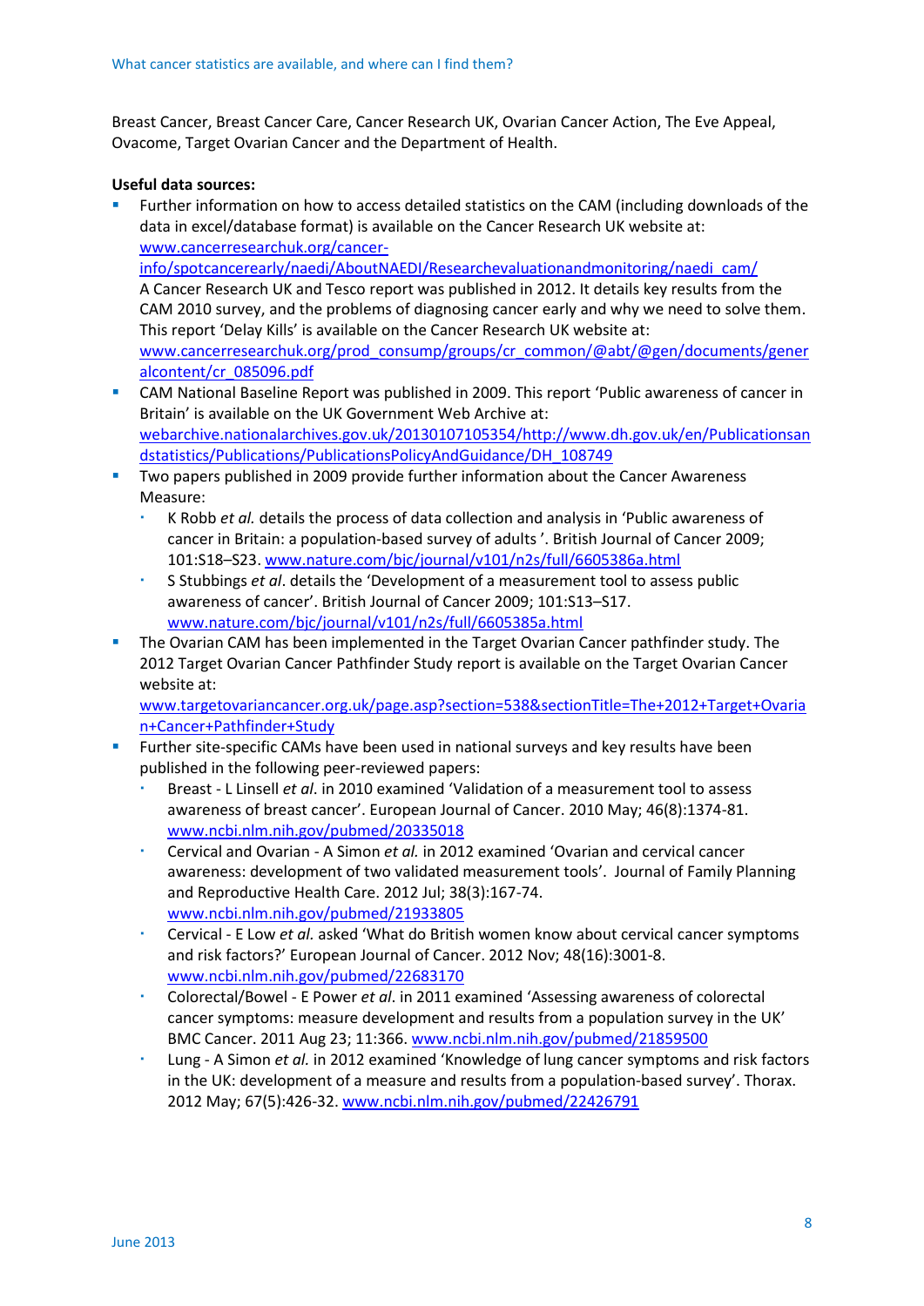Breast Cancer, Breast Cancer Care, Cancer Research UK, Ovarian Cancer Action, The Eve Appeal, Ovacome, Target Ovarian Cancer and the Department of Health.

**Useful data sources:**

- Further information on how to access detailed statistics on the CAM (including downloads of the data in excel/database format) is available on the Cancer Research UK website at: www.cancerresearchuk.org/cancer-info/spotcancerearly/naedi/AboutNAEDI/Researchevaluationandmonitoring/naedi_cam/
  A Cancer Research UK and Tesco report was published in 2012. It details key results from the CAM 2010 survey, and the problems of diagnosing cancer early and why we need to solve them. This report 'Delay Kills' is available on the Cancer Research UK website at: www.cancerresearchuk.org/prod_consump/groups/cr_common/@abt/@gen/documents/generalcontent/cr_085096.pdf
- CAM National Baseline Report was published in 2009. This report 'Public awareness of cancer in Britain' is available on the UK Government Web Archive at: webarchive.nationalarchives.gov.uk/20130107105354/http://www.dh.gov.uk/en/Publicationsandstatistics/Publications/PublicationsPolicyAndGuidance/DH_108749
- Two papers published in 2009 provide further information about the Cancer Awareness Measure:
  - K Robb *et al.* details the process of data collection and analysis in 'Public awareness of cancer in Britain: a population-based survey of adults '. British Journal of Cancer 2009; 101:S18–S23. www.nature.com/bjc/journal/v101/n2s/full/6605386a.html
  - S Stubbings *et al*. details the 'Development of a measurement tool to assess public awareness of cancer'. British Journal of Cancer 2009; 101:S13–S17. www.nature.com/bjc/journal/v101/n2s/full/6605385a.html
- The Ovarian CAM has been implemented in the Target Ovarian Cancer pathfinder study. The 2012 Target Ovarian Cancer Pathfinder Study report is available on the Target Ovarian Cancer website at: www.targetovariancancer.org.uk/page.asp?section=538&sectionTitle=The+2012+Target+Ovarian+Cancer+Pathfinder+Study
- Further site-specific CAMs have been used in national surveys and key results have been published in the following peer-reviewed papers:
  - Breast - L Linsell *et al*. in 2010 examined 'Validation of a measurement tool to assess awareness of breast cancer'. European Journal of Cancer. 2010 May; 46(8):1374-81. www.ncbi.nlm.nih.gov/pubmed/20335018
  - Cervical and Ovarian - A Simon *et al.* in 2012 examined 'Ovarian and cervical cancer awareness: development of two validated measurement tools'. Journal of Family Planning and Reproductive Health Care. 2012 Jul; 38(3):167-74. www.ncbi.nlm.nih.gov/pubmed/21933805
  - Cervical - E Low *et al.* asked 'What do British women know about cervical cancer symptoms and risk factors?' European Journal of Cancer. 2012 Nov; 48(16):3001-8. www.ncbi.nlm.nih.gov/pubmed/22683170
  - Colorectal/Bowel - E Power *et al*. in 2011 examined 'Assessing awareness of colorectal cancer symptoms: measure development and results from a population survey in the UK' BMC Cancer. 2011 Aug 23; 11:366. www.ncbi.nlm.nih.gov/pubmed/21859500
  - Lung - A Simon *et al.* in 2012 examined 'Knowledge of lung cancer symptoms and risk factors in the UK: development of a measure and results from a population-based survey'. Thorax. 2012 May; 67(5):426-32. www.ncbi.nlm.nih.gov/pubmed/22426791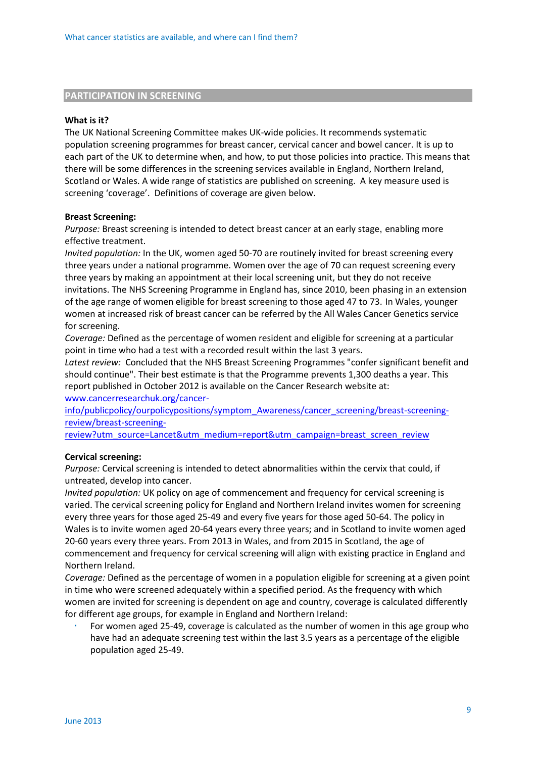## PARTICIPATION IN SCREENING

**What is it?**

The UK National Screening Committee makes UK-wide policies. It recommends systematic population screening programmes for breast cancer, cervical cancer and bowel cancer. It is up to each part of the UK to determine when, and how, to put those policies into practice. This means that there will be some differences in the screening services available in England, Northern Ireland, Scotland or Wales. A wide range of statistics are published on screening. A key measure used is screening 'coverage'. Definitions of coverage are given below.

**Breast Screening:**

*Purpose:* Breast screening is intended to detect breast cancer at an early stage, enabling more effective treatment.

*Invited population:* In the UK, women aged 50-70 are routinely invited for breast screening every three years under a national programme. Women over the age of 70 can request screening every three years by making an appointment at their local screening unit, but they do not receive invitations. The NHS Screening Programme in England has, since 2010, been phasing in an extension of the age range of women eligible for breast screening to those aged 47 to 73. In Wales, younger women at increased risk of breast cancer can be referred by the All Wales Cancer Genetics service for screening.

*Coverage:* Defined as the percentage of women resident and eligible for screening at a particular point in time who had a test with a recorded result within the last 3 years.

*Latest review:* Concluded that the NHS Breast Screening Programmes "confer significant benefit and should continue". Their best estimate is that the Programme prevents 1,300 deaths a year. This report published in October 2012 is available on the Cancer Research website at: [www.cancerresearchuk.org/cancer-info/publicpolicy/ourpolicypositions/symptom_Awareness/cancer_screening/breast-screening-review/breast-screening-review?utm_source=Lancet&utm_medium=report&utm_campaign=breast_screen_review](www.cancerresearchuk.org/cancer-info/publicpolicy/ourpolicypositions/symptom_Awareness/cancer_screening/breast-screening-review/breast-screening-review?utm_source=Lancet&utm_medium=report&utm_campaign=breast_screen_review)

**Cervical screening:**

*Purpose:* Cervical screening is intended to detect abnormalities within the cervix that could, if untreated, develop into cancer.

*Invited population:* UK policy on age of commencement and frequency for cervical screening is varied. The cervical screening policy for England and Northern Ireland invites women for screening every three years for those aged 25-49 and every five years for those aged 50-64. The policy in Wales is to invite women aged 20-64 years every three years; and in Scotland to invite women aged 20-60 years every three years. From 2013 in Wales, and from 2015 in Scotland, the age of commencement and frequency for cervical screening will align with existing practice in England and Northern Ireland.

*Coverage:* Defined as the percentage of women in a population eligible for screening at a given point in time who were screened adequately within a specified period. As the frequency with which women are invited for screening is dependent on age and country, coverage is calculated differently for different age groups, for example in England and Northern Ireland:

- For women aged 25-49, coverage is calculated as the number of women in this age group who have had an adequate screening test within the last 3.5 years as a percentage of the eligible population aged 25-49.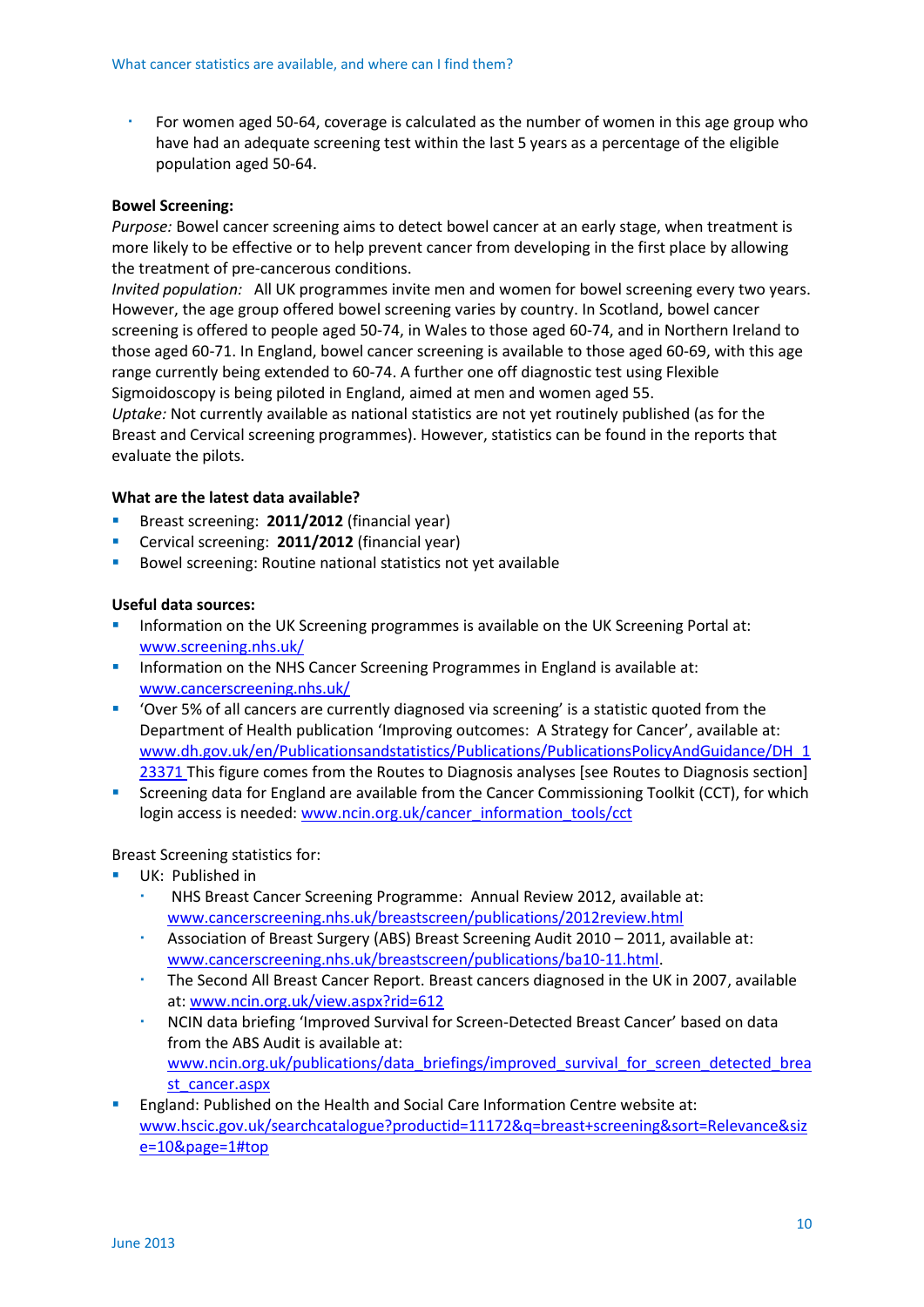- For women aged 50-64, coverage is calculated as the number of women in this age group who have had an adequate screening test within the last 5 years as a percentage of the eligible population aged 50-64.

**Bowel Screening:**

*Purpose:* Bowel cancer screening aims to detect bowel cancer at an early stage, when treatment is more likely to be effective or to help prevent cancer from developing in the first place by allowing the treatment of pre-cancerous conditions.

*Invited population:* All UK programmes invite men and women for bowel screening every two years. However, the age group offered bowel screening varies by country. In Scotland, bowel cancer screening is offered to people aged 50-74, in Wales to those aged 60-74, and in Northern Ireland to those aged 60-71. In England, bowel cancer screening is available to those aged 60-69, with this age range currently being extended to 60-74. A further one off diagnostic test using Flexible Sigmoidoscopy is being piloted in England, aimed at men and women aged 55.

*Uptake:* Not currently available as national statistics are not yet routinely published (as for the Breast and Cervical screening programmes). However, statistics can be found in the reports that evaluate the pilots.

**What are the latest data available?**

- Breast screening: **2011/2012** (financial year)
- Cervical screening: **2011/2012** (financial year)
- Bowel screening: Routine national statistics not yet available

**Useful data sources:**

- Information on the UK Screening programmes is available on the UK Screening Portal at: www.screening.nhs.uk/
- Information on the NHS Cancer Screening Programmes in England is available at: www.cancerscreening.nhs.uk/
- 'Over 5% of all cancers are currently diagnosed via screening' is a statistic quoted from the Department of Health publication 'Improving outcomes: A Strategy for Cancer', available at: www.dh.gov.uk/en/Publicationsandstatistics/Publications/PublicationsPolicyAndGuidance/DH_123371 This figure comes from the Routes to Diagnosis analyses [see Routes to Diagnosis section]
- Screening data for England are available from the Cancer Commissioning Toolkit (CCT), for which login access is needed: www.ncin.org.uk/cancer_information_tools/cct

Breast Screening statistics for:

- UK: Published in
  - NHS Breast Cancer Screening Programme: Annual Review 2012, available at: www.cancerscreening.nhs.uk/breastscreen/publications/2012review.html
  - Association of Breast Surgery (ABS) Breast Screening Audit 2010 – 2011, available at: www.cancerscreening.nhs.uk/breastscreen/publications/ba10-11.html.
  - The Second All Breast Cancer Report. Breast cancers diagnosed in the UK in 2007, available at: www.ncin.org.uk/view.aspx?rid=612
  - NCIN data briefing 'Improved Survival for Screen-Detected Breast Cancer' based on data from the ABS Audit is available at: www.ncin.org.uk/publications/data_briefings/improved_survival_for_screen_detected_breast_cancer.aspx
- England: Published on the Health and Social Care Information Centre website at: www.hscic.gov.uk/searchcatalogue?productid=11172&q=breast+screening&sort=Relevance&size=10&page=1#top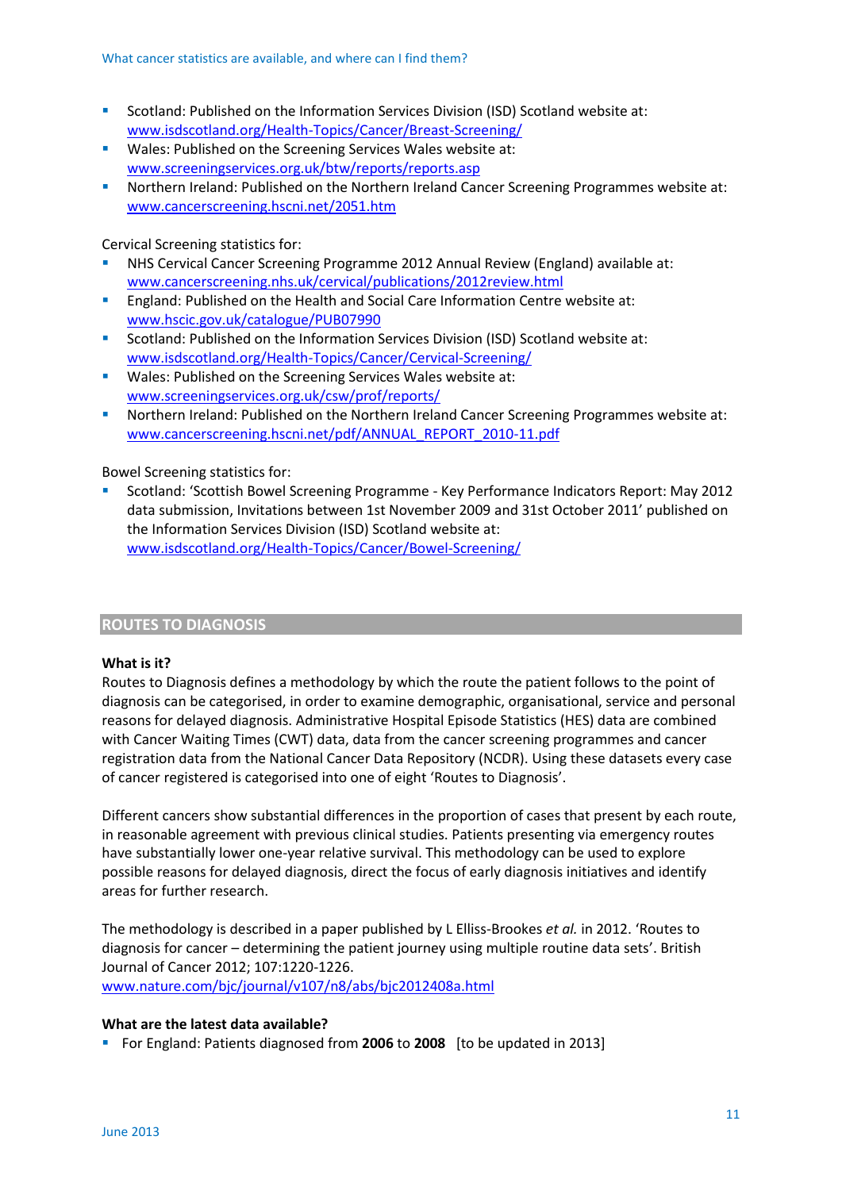- Scotland: Published on the Information Services Division (ISD) Scotland website at: www.isdscotland.org/Health-Topics/Cancer/Breast-Screening/
- Wales: Published on the Screening Services Wales website at: www.screeningservices.org.uk/btw/reports/reports.asp
- Northern Ireland: Published on the Northern Ireland Cancer Screening Programmes website at: www.cancerscreening.hscni.net/2051.htm

Cervical Screening statistics for:

- NHS Cervical Cancer Screening Programme 2012 Annual Review (England) available at: www.cancerscreening.nhs.uk/cervical/publications/2012review.html
- England: Published on the Health and Social Care Information Centre website at: www.hscic.gov.uk/catalogue/PUB07990
- Scotland: Published on the Information Services Division (ISD) Scotland website at: www.isdscotland.org/Health-Topics/Cancer/Cervical-Screening/
- Wales: Published on the Screening Services Wales website at: www.screeningservices.org.uk/csw/prof/reports/
- Northern Ireland: Published on the Northern Ireland Cancer Screening Programmes website at: www.cancerscreening.hscni.net/pdf/ANNUAL_REPORT_2010-11.pdf

Bowel Screening statistics for:

- Scotland: 'Scottish Bowel Screening Programme - Key Performance Indicators Report: May 2012 data submission, Invitations between 1st November 2009 and 31st October 2011' published on the Information Services Division (ISD) Scotland website at: www.isdscotland.org/Health-Topics/Cancer/Bowel-Screening/

## ROUTES TO DIAGNOSIS

**What is it?**

Routes to Diagnosis defines a methodology by which the route the patient follows to the point of diagnosis can be categorised, in order to examine demographic, organisational, service and personal reasons for delayed diagnosis. Administrative Hospital Episode Statistics (HES) data are combined with Cancer Waiting Times (CWT) data, data from the cancer screening programmes and cancer registration data from the National Cancer Data Repository (NCDR). Using these datasets every case of cancer registered is categorised into one of eight 'Routes to Diagnosis'.

Different cancers show substantial differences in the proportion of cases that present by each route, in reasonable agreement with previous clinical studies. Patients presenting via emergency routes have substantially lower one-year relative survival. This methodology can be used to explore possible reasons for delayed diagnosis, direct the focus of early diagnosis initiatives and identify areas for further research.

The methodology is described in a paper published by L Elliss-Brookes *et al.* in 2012. 'Routes to diagnosis for cancer – determining the patient journey using multiple routine data sets'. British Journal of Cancer 2012; 107:1220-1226.
www.nature.com/bjc/journal/v107/n8/abs/bjc2012408a.html

**What are the latest data available?**

- For England: Patients diagnosed from **2006** to **2008** [to be updated in 2013]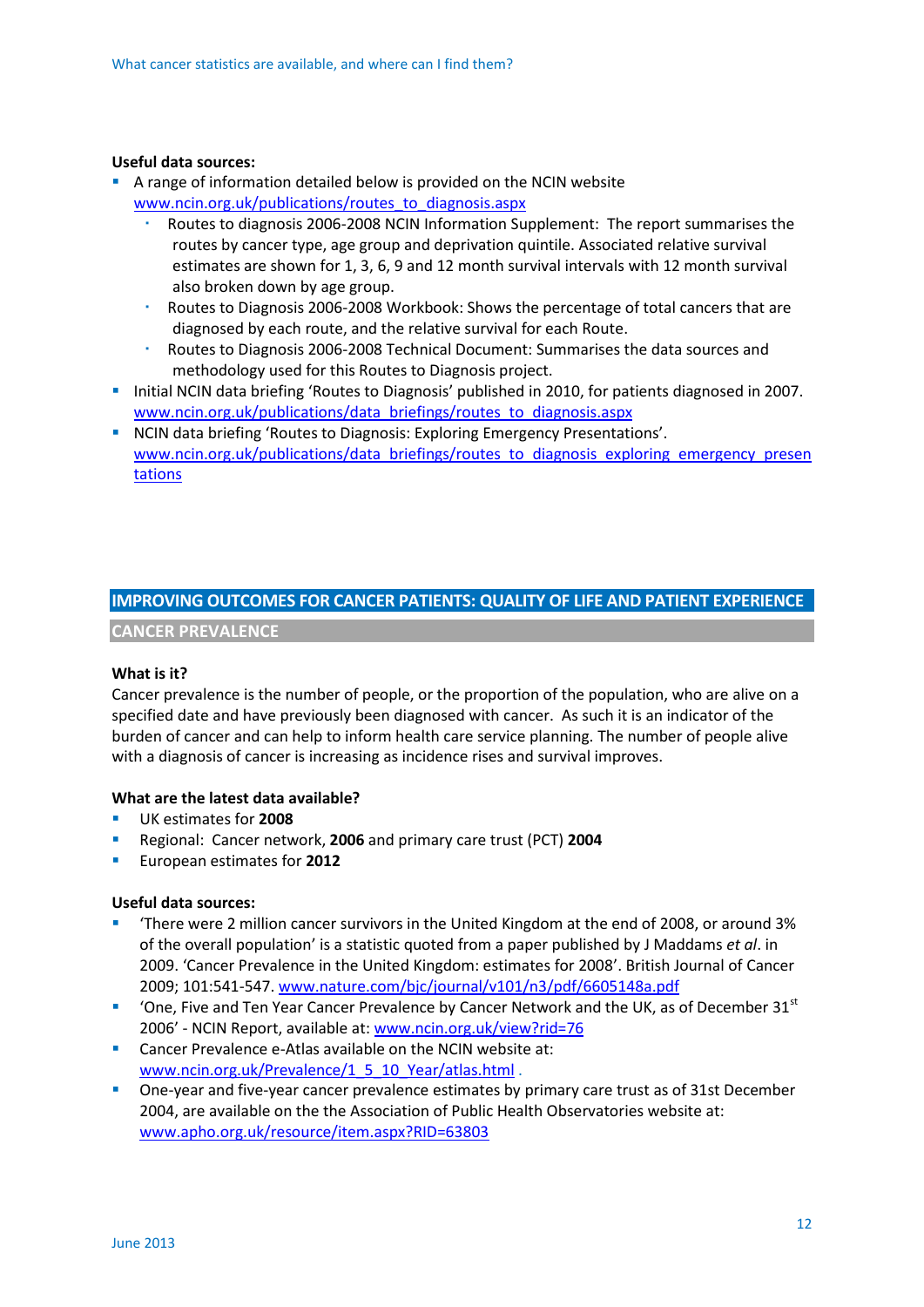**Useful data sources:**

- A range of information detailed below is provided on the NCIN website www.ncin.org.uk/publications/routes_to_diagnosis.aspx
  - Routes to diagnosis 2006-2008 NCIN Information Supplement: The report summarises the routes by cancer type, age group and deprivation quintile. Associated relative survival estimates are shown for 1, 3, 6, 9 and 12 month survival intervals with 12 month survival also broken down by age group.
  - Routes to Diagnosis 2006-2008 Workbook: Shows the percentage of total cancers that are diagnosed by each route, and the relative survival for each Route.
  - Routes to Diagnosis 2006-2008 Technical Document: Summarises the data sources and methodology used for this Routes to Diagnosis project.
- Initial NCIN data briefing 'Routes to Diagnosis' published in 2010, for patients diagnosed in 2007. www.ncin.org.uk/publications/data_briefings/routes_to_diagnosis.aspx
- NCIN data briefing 'Routes to Diagnosis: Exploring Emergency Presentations'. www.ncin.org.uk/publications/data_briefings/routes_to_diagnosis_exploring_emergency_presentations

## IMPROVING OUTCOMES FOR CANCER PATIENTS: QUALITY OF LIFE AND PATIENT EXPERIENCE

### CANCER PREVALENCE

**What is it?**

Cancer prevalence is the number of people, or the proportion of the population, who are alive on a specified date and have previously been diagnosed with cancer. As such it is an indicator of the burden of cancer and can help to inform health care service planning. The number of people alive with a diagnosis of cancer is increasing as incidence rises and survival improves.

**What are the latest data available?**

- UK estimates for **2008**
- Regional: Cancer network, **2006** and primary care trust (PCT) **2004**
- European estimates for **2012**

**Useful data sources:**

- 'There were 2 million cancer survivors in the United Kingdom at the end of 2008, or around 3% of the overall population' is a statistic quoted from a paper published by J Maddams *et al*. in 2009. 'Cancer Prevalence in the United Kingdom: estimates for 2008'. British Journal of Cancer 2009; 101:541-547. www.nature.com/bjc/journal/v101/n3/pdf/6605148a.pdf
- 'One, Five and Ten Year Cancer Prevalence by Cancer Network and the UK, as of December 31st 2006' - NCIN Report, available at: www.ncin.org.uk/view?rid=76
- Cancer Prevalence e-Atlas available on the NCIN website at: www.ncin.org.uk/Prevalence/1_5_10_Year/atlas.html .
- One-year and five-year cancer prevalence estimates by primary care trust as of 31st December 2004, are available on the the Association of Public Health Observatories website at: www.apho.org.uk/resource/item.aspx?RID=63803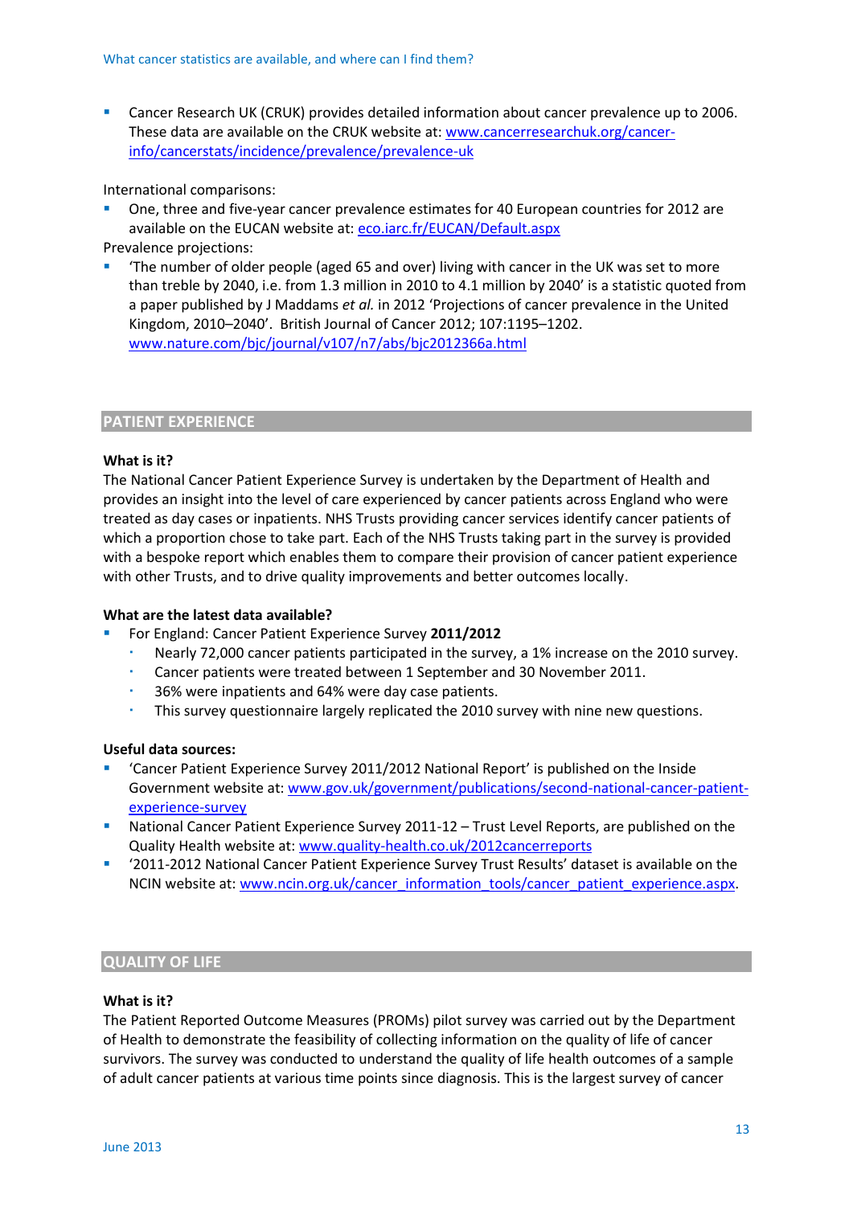- Cancer Research UK (CRUK) provides detailed information about cancer prevalence up to 2006. These data are available on the CRUK website at: [www.cancerresearchuk.org/cancer-info/cancerstats/incidence/prevalence/prevalence-uk](www.cancerresearchuk.org/cancer-info/cancerstats/incidence/prevalence/prevalence-uk)

International comparisons:

- One, three and five-year cancer prevalence estimates for 40 European countries for 2012 are available on the EUCAN website at: [eco.iarc.fr/EUCAN/Default.aspx](eco.iarc.fr/EUCAN/Default.aspx)

Prevalence projections:

- 'The number of older people (aged 65 and over) living with cancer in the UK was set to more than treble by 2040, i.e. from 1.3 million in 2010 to 4.1 million by 2040' is a statistic quoted from a paper published by J Maddams *et al.* in 2012 'Projections of cancer prevalence in the United Kingdom, 2010–2040'. British Journal of Cancer 2012; 107:1195–1202. [www.nature.com/bjc/journal/v107/n7/abs/bjc2012366a.html](www.nature.com/bjc/journal/v107/n7/abs/bjc2012366a.html)

## PATIENT EXPERIENCE

**What is it?**

The National Cancer Patient Experience Survey is undertaken by the Department of Health and provides an insight into the level of care experienced by cancer patients across England who were treated as day cases or inpatients. NHS Trusts providing cancer services identify cancer patients of which a proportion chose to take part. Each of the NHS Trusts taking part in the survey is provided with a bespoke report which enables them to compare their provision of cancer patient experience with other Trusts, and to drive quality improvements and better outcomes locally.

**What are the latest data available?**

- For England: Cancer Patient Experience Survey **2011/2012**
  - Nearly 72,000 cancer patients participated in the survey, a 1% increase on the 2010 survey.
  - Cancer patients were treated between 1 September and 30 November 2011.
  - 36% were inpatients and 64% were day case patients.
  - This survey questionnaire largely replicated the 2010 survey with nine new questions.

**Useful data sources:**

- 'Cancer Patient Experience Survey 2011/2012 National Report' is published on the Inside Government website at: [www.gov.uk/government/publications/second-national-cancer-patient-experience-survey](www.gov.uk/government/publications/second-national-cancer-patient-experience-survey)
- National Cancer Patient Experience Survey 2011-12 – Trust Level Reports, are published on the Quality Health website at: [www.quality-health.co.uk/2012cancerreports](www.quality-health.co.uk/2012cancerreports)
- '2011-2012 National Cancer Patient Experience Survey Trust Results' dataset is available on the NCIN website at: [www.ncin.org.uk/cancer_information_tools/cancer_patient_experience.aspx](www.ncin.org.uk/cancer_information_tools/cancer_patient_experience.aspx).

## QUALITY OF LIFE

**What is it?**

The Patient Reported Outcome Measures (PROMs) pilot survey was carried out by the Department of Health to demonstrate the feasibility of collecting information on the quality of life of cancer survivors. The survey was conducted to understand the quality of life health outcomes of a sample of adult cancer patients at various time points since diagnosis. This is the largest survey of cancer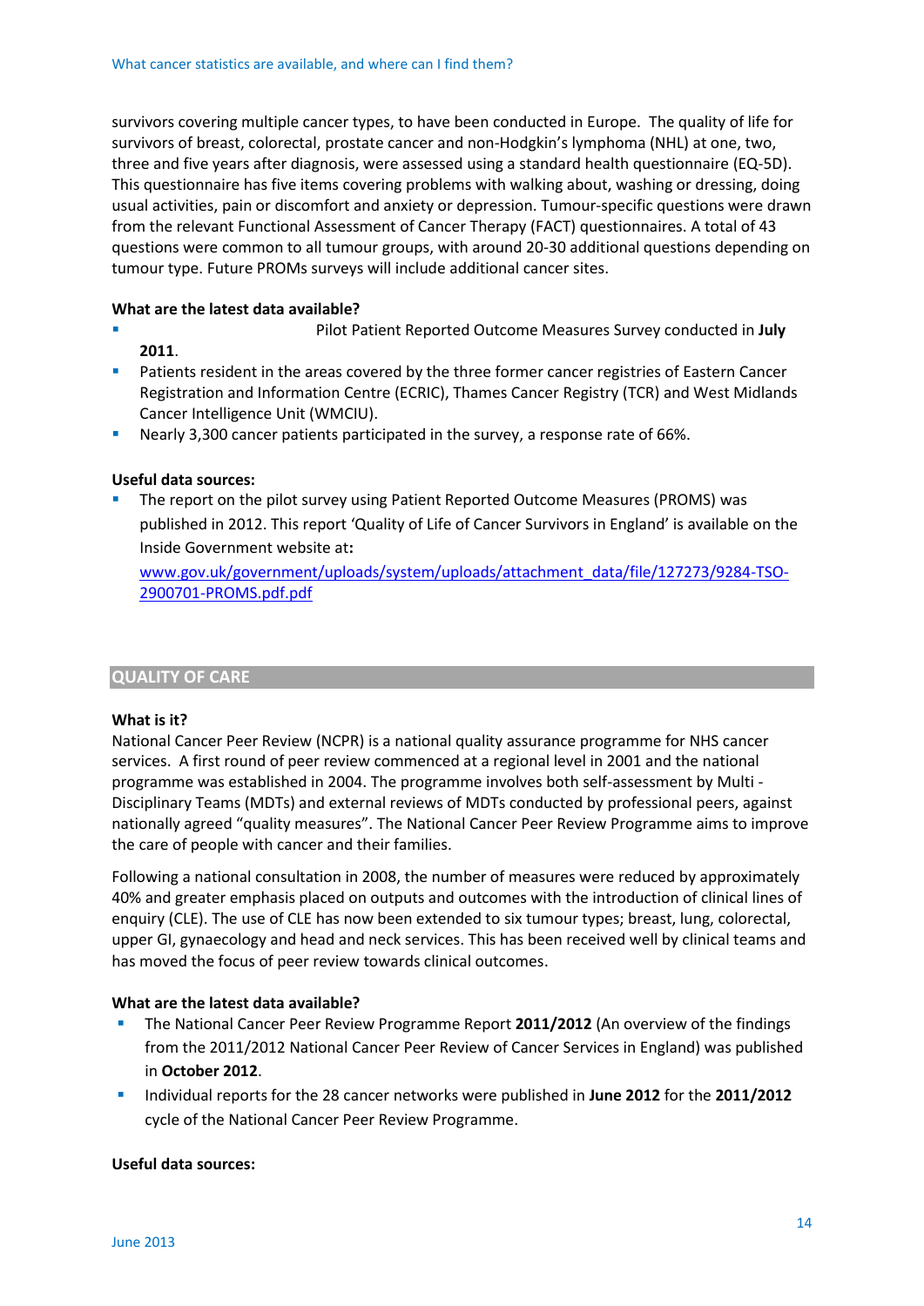survivors covering multiple cancer types, to have been conducted in Europe. The quality of life for survivors of breast, colorectal, prostate cancer and non-Hodgkin's lymphoma (NHL) at one, two, three and five years after diagnosis, were assessed using a standard health questionnaire (EQ-5D). This questionnaire has five items covering problems with walking about, washing or dressing, doing usual activities, pain or discomfort and anxiety or depression. Tumour-specific questions were drawn from the relevant Functional Assessment of Cancer Therapy (FACT) questionnaires. A total of 43 questions were common to all tumour groups, with around 20-30 additional questions depending on tumour type. Future PROMs surveys will include additional cancer sites.

**What are the latest data available?**

- Pilot Patient Reported Outcome Measures Survey conducted in **July 2011**.
- Patients resident in the areas covered by the three former cancer registries of Eastern Cancer Registration and Information Centre (ECRIC), Thames Cancer Registry (TCR) and West Midlands Cancer Intelligence Unit (WMCIU).
- Nearly 3,300 cancer patients participated in the survey, a response rate of 66%.

**Useful data sources:**

- The report on the pilot survey using Patient Reported Outcome Measures (PROMS) was published in 2012. This report 'Quality of Life of Cancer Survivors in England' is available on the Inside Government website at**:**

  [www.gov.uk/government/uploads/system/uploads/attachment_data/file/127273/9284-TSO-2900701-PROMS.pdf.pdf](www.gov.uk/government/uploads/system/uploads/attachment_data/file/127273/9284-TSO-2900701-PROMS.pdf.pdf)

## QUALITY OF CARE

**What is it?**

National Cancer Peer Review (NCPR) is a national quality assurance programme for NHS cancer services. A first round of peer review commenced at a regional level in 2001 and the national programme was established in 2004. The programme involves both self-assessment by Multi - Disciplinary Teams (MDTs) and external reviews of MDTs conducted by professional peers, against nationally agreed "quality measures". The National Cancer Peer Review Programme aims to improve the care of people with cancer and their families.

Following a national consultation in 2008, the number of measures were reduced by approximately 40% and greater emphasis placed on outputs and outcomes with the introduction of clinical lines of enquiry (CLE). The use of CLE has now been extended to six tumour types; breast, lung, colorectal, upper GI, gynaecology and head and neck services. This has been received well by clinical teams and has moved the focus of peer review towards clinical outcomes.

**What are the latest data available?**

- The National Cancer Peer Review Programme Report **2011/2012** (An overview of the findings from the 2011/2012 National Cancer Peer Review of Cancer Services in England) was published in **October 2012**.
- Individual reports for the 28 cancer networks were published in **June 2012** for the **2011/2012** cycle of the National Cancer Peer Review Programme.

**Useful data sources:**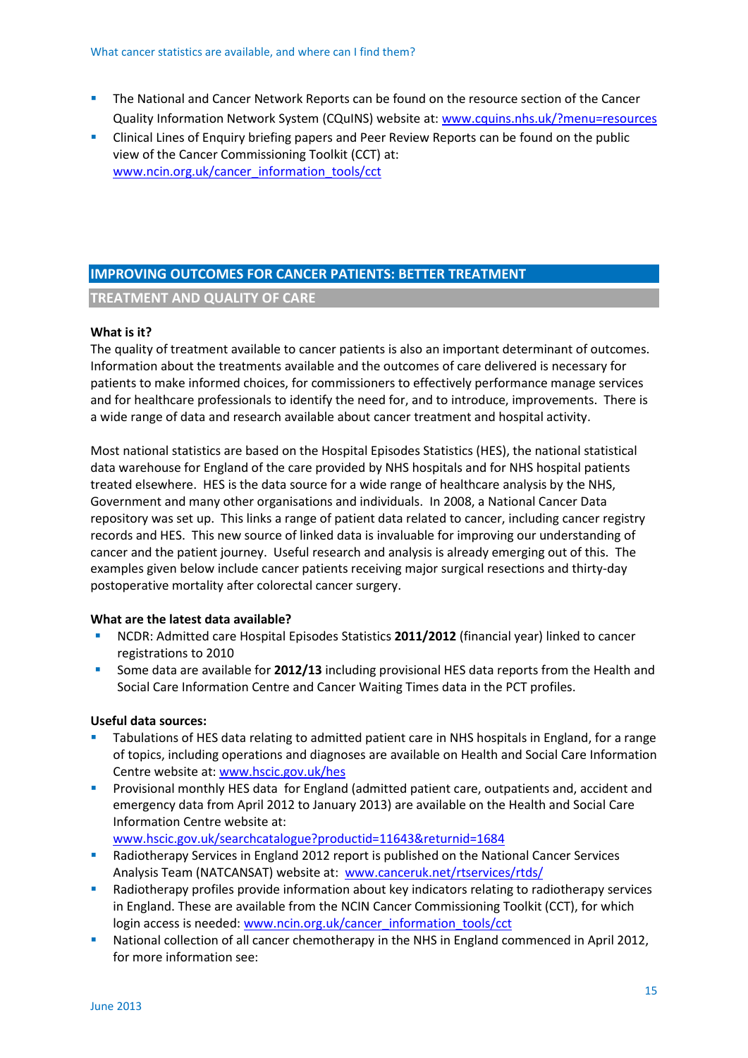- The National and Cancer Network Reports can be found on the resource section of the Cancer Quality Information Network System (CQuINS) website at: www.cquins.nhs.uk/?menu=resources
- Clinical Lines of Enquiry briefing papers and Peer Review Reports can be found on the public view of the Cancer Commissioning Toolkit (CCT) at: www.ncin.org.uk/cancer_information_tools/cct

## IMPROVING OUTCOMES FOR CANCER PATIENTS: BETTER TREATMENT

### TREATMENT AND QUALITY OF CARE

**What is it?**

The quality of treatment available to cancer patients is also an important determinant of outcomes. Information about the treatments available and the outcomes of care delivered is necessary for patients to make informed choices, for commissioners to effectively performance manage services and for healthcare professionals to identify the need for, and to introduce, improvements. There is a wide range of data and research available about cancer treatment and hospital activity.

Most national statistics are based on the Hospital Episodes Statistics (HES), the national statistical data warehouse for England of the care provided by NHS hospitals and for NHS hospital patients treated elsewhere. HES is the data source for a wide range of healthcare analysis by the NHS, Government and many other organisations and individuals. In 2008, a National Cancer Data repository was set up. This links a range of patient data related to cancer, including cancer registry records and HES. This new source of linked data is invaluable for improving our understanding of cancer and the patient journey. Useful research and analysis is already emerging out of this. The examples given below include cancer patients receiving major surgical resections and thirty-day postoperative mortality after colorectal cancer surgery.

**What are the latest data available?**

- NCDR: Admitted care Hospital Episodes Statistics **2011/2012** (financial year) linked to cancer registrations to 2010
- Some data are available for **2012/13** including provisional HES data reports from the Health and Social Care Information Centre and Cancer Waiting Times data in the PCT profiles.

**Useful data sources:**

- Tabulations of HES data relating to admitted patient care in NHS hospitals in England, for a range of topics, including operations and diagnoses are available on Health and Social Care Information Centre website at: www.hscic.gov.uk/hes
- Provisional monthly HES data for England (admitted patient care, outpatients and, accident and emergency data from April 2012 to January 2013) are available on the Health and Social Care Information Centre website at: www.hscic.gov.uk/searchcatalogue?productid=11643&returnid=1684
- Radiotherapy Services in England 2012 report is published on the National Cancer Services Analysis Team (NATCANSAT) website at: www.canceruk.net/rtservices/rtds/
- Radiotherapy profiles provide information about key indicators relating to radiotherapy services in England. These are available from the NCIN Cancer Commissioning Toolkit (CCT), for which login access is needed: www.ncin.org.uk/cancer_information_tools/cct
- National collection of all cancer chemotherapy in the NHS in England commenced in April 2012, for more information see: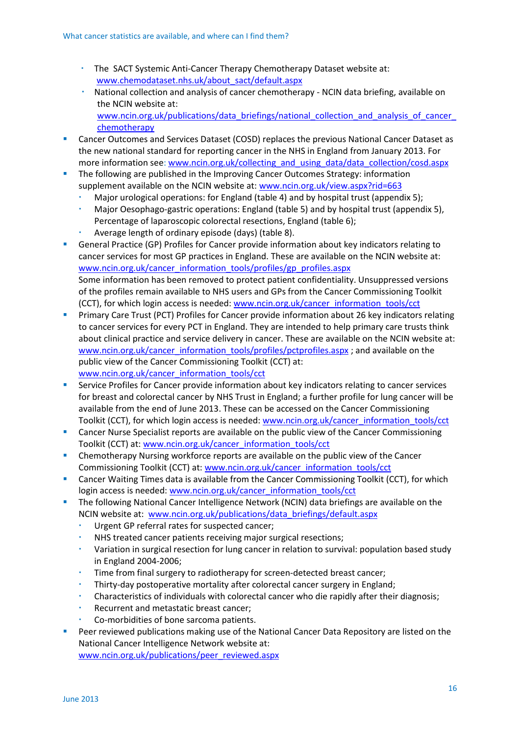- The SACT Systemic Anti-Cancer Therapy Chemotherapy Dataset website at: www.chemodataset.nhs.uk/about_sact/default.aspx
  - National collection and analysis of cancer chemotherapy - NCIN data briefing, available on the NCIN website at: www.ncin.org.uk/publications/data_briefings/national_collection_and_analysis_of_cancer_chemotherapy
- Cancer Outcomes and Services Dataset (COSD) replaces the previous National Cancer Dataset as the new national standard for reporting cancer in the NHS in England from January 2013. For more information see: www.ncin.org.uk/collecting_and_using_data/data_collection/cosd.aspx
- The following are published in the Improving Cancer Outcomes Strategy: information supplement available on the NCIN website at: www.ncin.org.uk/view.aspx?rid=663
  - Major urological operations: for England (table 4) and by hospital trust (appendix 5);
  - Major Oesophago-gastric operations: England (table 5) and by hospital trust (appendix 5), Percentage of laparoscopic colorectal resections, England (table 6);
  - Average length of ordinary episode (days) (table 8).
- General Practice (GP) Profiles for Cancer provide information about key indicators relating to cancer services for most GP practices in England. These are available on the NCIN website at: www.ncin.org.uk/cancer_information_tools/profiles/gp_profiles.aspx
  Some information has been removed to protect patient confidentiality. Unsuppressed versions of the profiles remain available to NHS users and GPs from the Cancer Commissioning Toolkit (CCT), for which login access is needed: www.ncin.org.uk/cancer_information_tools/cct
- Primary Care Trust (PCT) Profiles for Cancer provide information about 26 key indicators relating to cancer services for every PCT in England. They are intended to help primary care trusts think about clinical practice and service delivery in cancer. These are available on the NCIN website at: www.ncin.org.uk/cancer_information_tools/profiles/pctprofiles.aspx ; and available on the public view of the Cancer Commissioning Toolkit (CCT) at: www.ncin.org.uk/cancer_information_tools/cct
- Service Profiles for Cancer provide information about key indicators relating to cancer services for breast and colorectal cancer by NHS Trust in England; a further profile for lung cancer will be available from the end of June 2013. These can be accessed on the Cancer Commissioning Toolkit (CCT), for which login access is needed: www.ncin.org.uk/cancer_information_tools/cct
- Cancer Nurse Specialist reports are available on the public view of the Cancer Commissioning Toolkit (CCT) at: www.ncin.org.uk/cancer_information_tools/cct
- Chemotherapy Nursing workforce reports are available on the public view of the Cancer Commissioning Toolkit (CCT) at: www.ncin.org.uk/cancer_information_tools/cct
- Cancer Waiting Times data is available from the Cancer Commissioning Toolkit (CCT), for which login access is needed: www.ncin.org.uk/cancer_information_tools/cct
- The following National Cancer Intelligence Network (NCIN) data briefings are available on the NCIN website at: www.ncin.org.uk/publications/data_briefings/default.aspx
  - Urgent GP referral rates for suspected cancer;
  - NHS treated cancer patients receiving major surgical resections;
  - Variation in surgical resection for lung cancer in relation to survival: population based study in England 2004-2006;
  - Time from final surgery to radiotherapy for screen-detected breast cancer;
  - Thirty-day postoperative mortality after colorectal cancer surgery in England;
  - Characteristics of individuals with colorectal cancer who die rapidly after their diagnosis;
  - Recurrent and metastatic breast cancer;
  - Co-morbidities of bone sarcoma patients.
- Peer reviewed publications making use of the National Cancer Data Repository are listed on the National Cancer Intelligence Network website at: www.ncin.org.uk/publications/peer_reviewed.aspx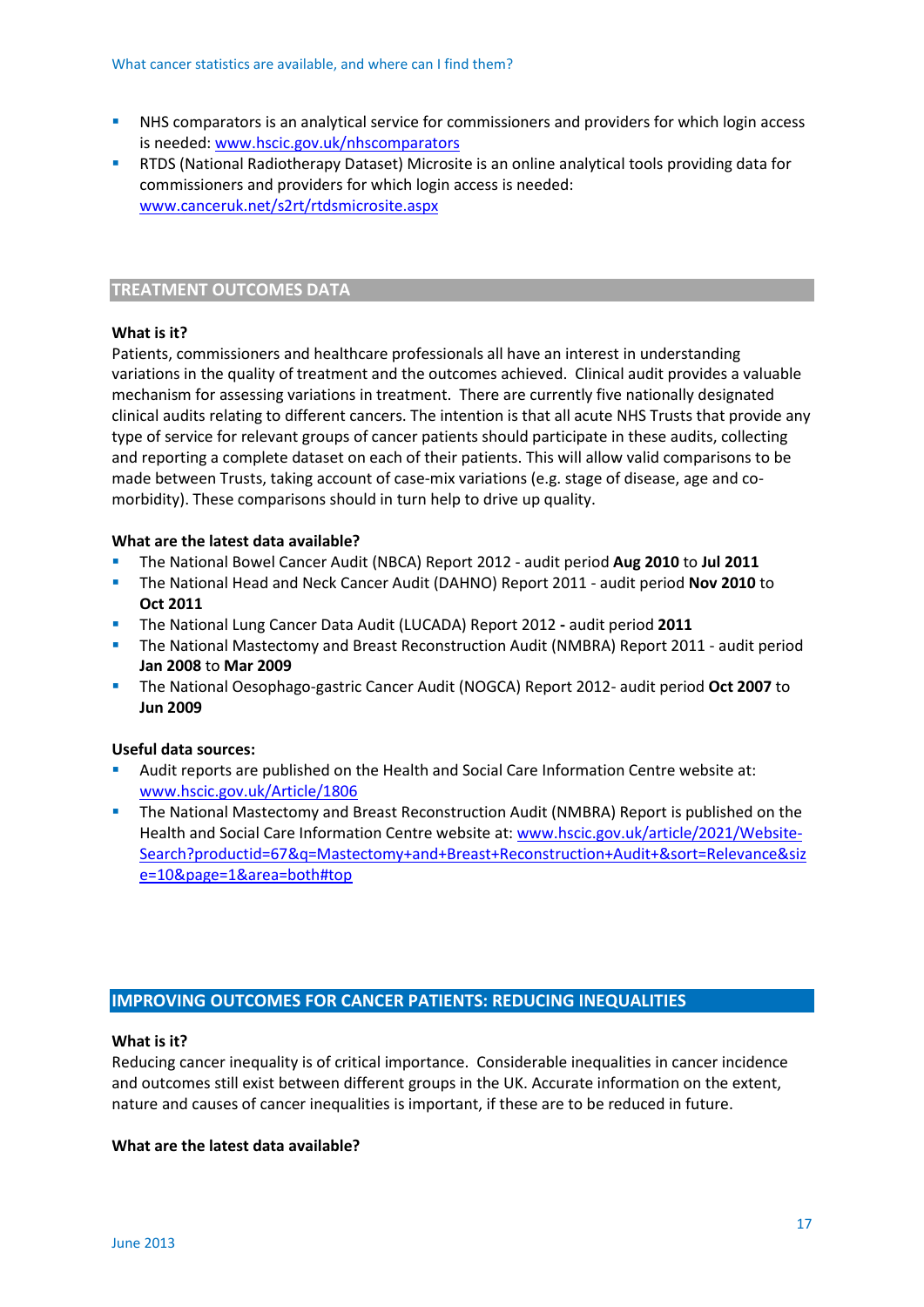- NHS comparators is an analytical service for commissioners and providers for which login access is needed: www.hscic.gov.uk/nhscomparators
- RTDS (National Radiotherapy Dataset) Microsite is an online analytical tools providing data for commissioners and providers for which login access is needed: www.canceruk.net/s2rt/rtdsmicrosite.aspx

## TREATMENT OUTCOMES DATA

**What is it?**

Patients, commissioners and healthcare professionals all have an interest in understanding variations in the quality of treatment and the outcomes achieved. Clinical audit provides a valuable mechanism for assessing variations in treatment. There are currently five nationally designated clinical audits relating to different cancers. The intention is that all acute NHS Trusts that provide any type of service for relevant groups of cancer patients should participate in these audits, collecting and reporting a complete dataset on each of their patients. This will allow valid comparisons to be made between Trusts, taking account of case-mix variations (e.g. stage of disease, age and co-morbidity). These comparisons should in turn help to drive up quality.

**What are the latest data available?**

- The National Bowel Cancer Audit (NBCA) Report 2012 - audit period **Aug 2010** to **Jul 2011**
- The National Head and Neck Cancer Audit (DAHNO) Report 2011 - audit period **Nov 2010** to **Oct 2011**
- The National Lung Cancer Data Audit (LUCADA) Report 2012 **-** audit period **2011**
- The National Mastectomy and Breast Reconstruction Audit (NMBRA) Report 2011 - audit period **Jan 2008** to **Mar 2009**
- The National Oesophago-gastric Cancer Audit (NOGCA) Report 2012- audit period **Oct 2007** to **Jun 2009**

**Useful data sources:**

- Audit reports are published on the Health and Social Care Information Centre website at: www.hscic.gov.uk/Article/1806
- The National Mastectomy and Breast Reconstruction Audit (NMBRA) Report is published on the Health and Social Care Information Centre website at: www.hscic.gov.uk/article/2021/Website-Search?productid=67&q=Mastectomy+and+Breast+Reconstruction+Audit+&sort=Relevance&size=10&page=1&area=both#top

## IMPROVING OUTCOMES FOR CANCER PATIENTS: REDUCING INEQUALITIES

**What is it?**

Reducing cancer inequality is of critical importance. Considerable inequalities in cancer incidence and outcomes still exist between different groups in the UK. Accurate information on the extent, nature and causes of cancer inequalities is important, if these are to be reduced in future.

**What are the latest data available?**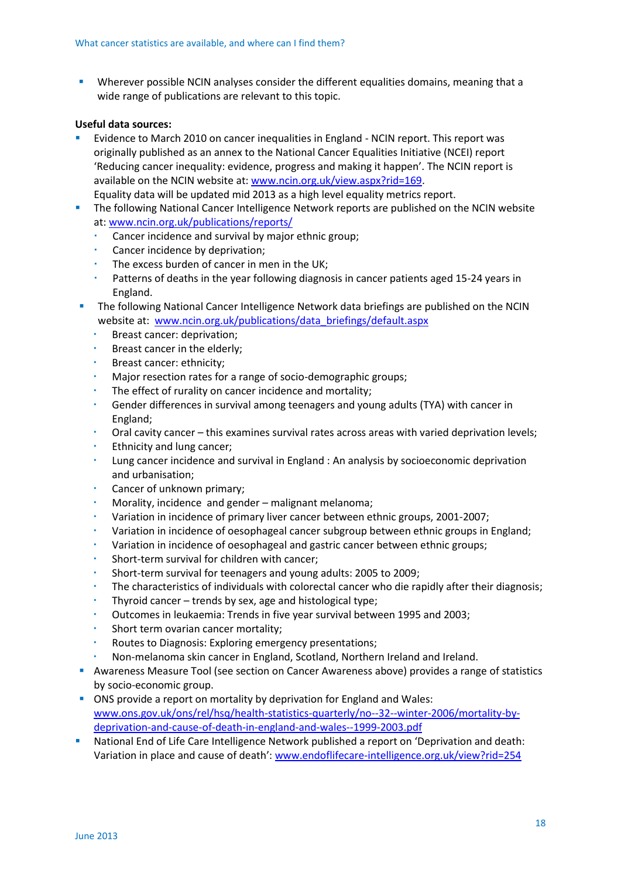- Wherever possible NCIN analyses consider the different equalities domains, meaning that a wide range of publications are relevant to this topic.

**Useful data sources:**

- Evidence to March 2010 on cancer inequalities in England - NCIN report. This report was originally published as an annex to the National Cancer Equalities Initiative (NCEI) report 'Reducing cancer inequality: evidence, progress and making it happen'. The NCIN report is available on the NCIN website at: www.ncin.org.uk/view.aspx?rid=169.
  Equality data will be updated mid 2013 as a high level equality metrics report.
- The following National Cancer Intelligence Network reports are published on the NCIN website at: www.ncin.org.uk/publications/reports/
  - Cancer incidence and survival by major ethnic group;
  - Cancer incidence by deprivation;
  - The excess burden of cancer in men in the UK;
  - Patterns of deaths in the year following diagnosis in cancer patients aged 15-24 years in England.
- The following National Cancer Intelligence Network data briefings are published on the NCIN website at: www.ncin.org.uk/publications/data_briefings/default.aspx
  - Breast cancer: deprivation;
  - Breast cancer in the elderly;
  - Breast cancer: ethnicity;
  - Major resection rates for a range of socio-demographic groups;
  - The effect of rurality on cancer incidence and mortality;
  - Gender differences in survival among teenagers and young adults (TYA) with cancer in England;
  - Oral cavity cancer – this examines survival rates across areas with varied deprivation levels;
  - Ethnicity and lung cancer;
  - Lung cancer incidence and survival in England : An analysis by socioeconomic deprivation and urbanisation;
  - Cancer of unknown primary;
  - Morality, incidence and gender – malignant melanoma;
  - Variation in incidence of primary liver cancer between ethnic groups, 2001-2007;
  - Variation in incidence of oesophageal cancer subgroup between ethnic groups in England;
  - Variation in incidence of oesophageal and gastric cancer between ethnic groups;
  - Short-term survival for children with cancer;
  - Short-term survival for teenagers and young adults: 2005 to 2009;
  - The characteristics of individuals with colorectal cancer who die rapidly after their diagnosis;
  - Thyroid cancer – trends by sex, age and histological type;
  - Outcomes in leukaemia: Trends in five year survival between 1995 and 2003;
  - Short term ovarian cancer mortality;
  - Routes to Diagnosis: Exploring emergency presentations;
  - Non-melanoma skin cancer in England, Scotland, Northern Ireland and Ireland.
- Awareness Measure Tool (see section on Cancer Awareness above) provides a range of statistics by socio-economic group.
- ONS provide a report on mortality by deprivation for England and Wales: www.ons.gov.uk/ons/rel/hsq/health-statistics-quarterly/no--32--winter-2006/mortality-by-deprivation-and-cause-of-death-in-england-and-wales--1999-2003.pdf
- National End of Life Care Intelligence Network published a report on 'Deprivation and death: Variation in place and cause of death': www.endoflifecare-intelligence.org.uk/view?rid=254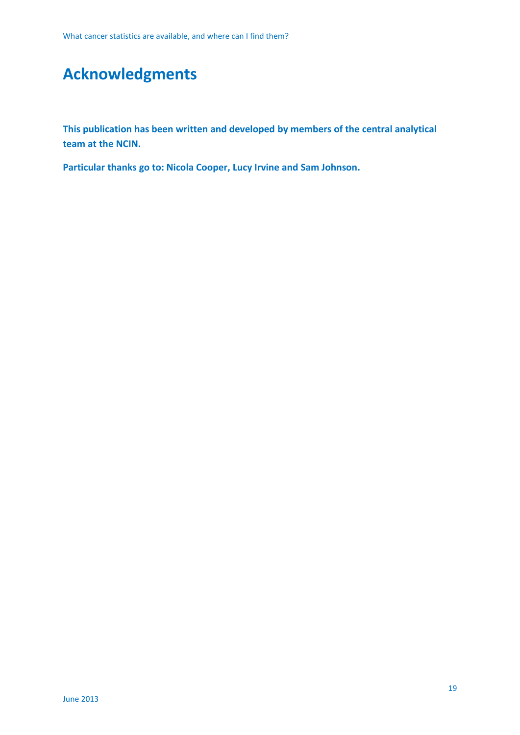# Acknowledgments

**This publication has been written and developed by members of the central analytical team at the NCIN.**

**Particular thanks go to: Nicola Cooper, Lucy Irvine and Sam Johnson.**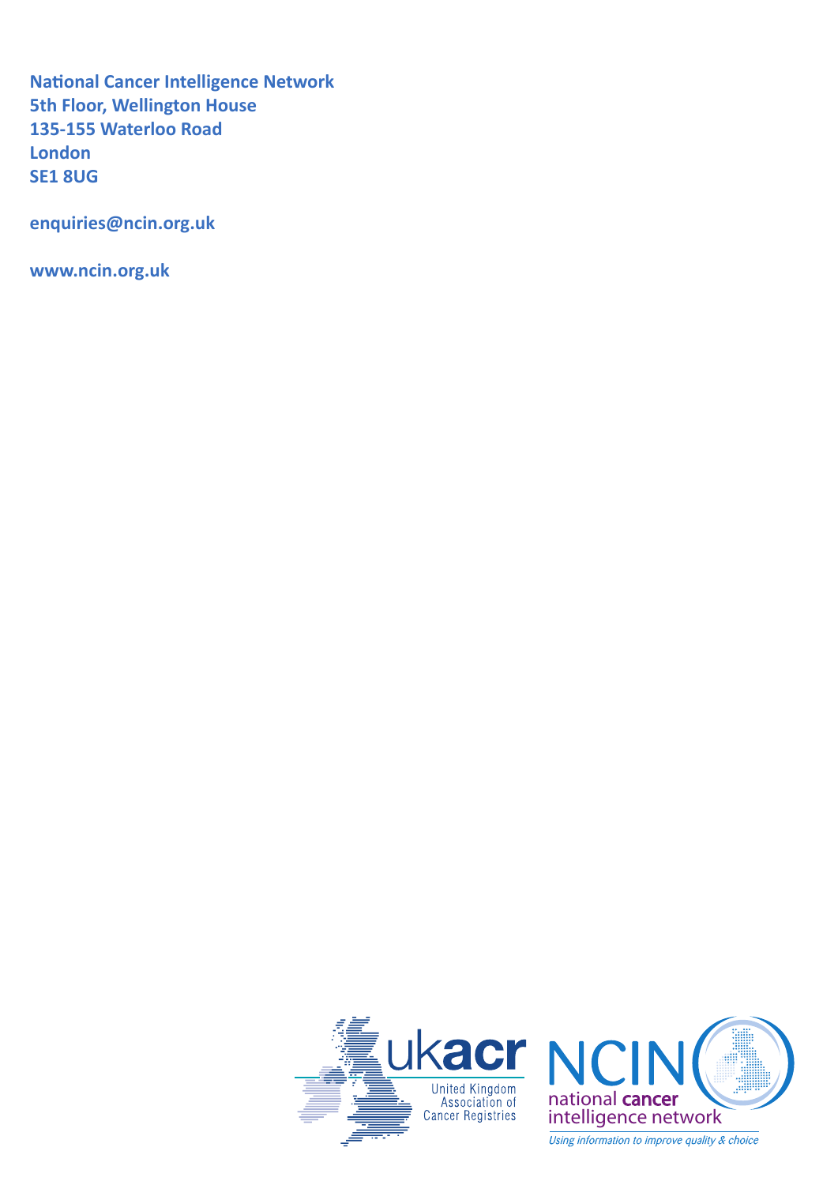**National Cancer Intelligence Network**
**5th Floor, Wellington House**
**135-155 Waterloo Road**
**London**
**SE1 8UG**

**enquiries@ncin.org.uk**

**www.ncin.org.uk**

ukacr United Kingdom Association of Cancer Registries

NCIN national cancer intelligence network

*Using information to improve quality & choice*